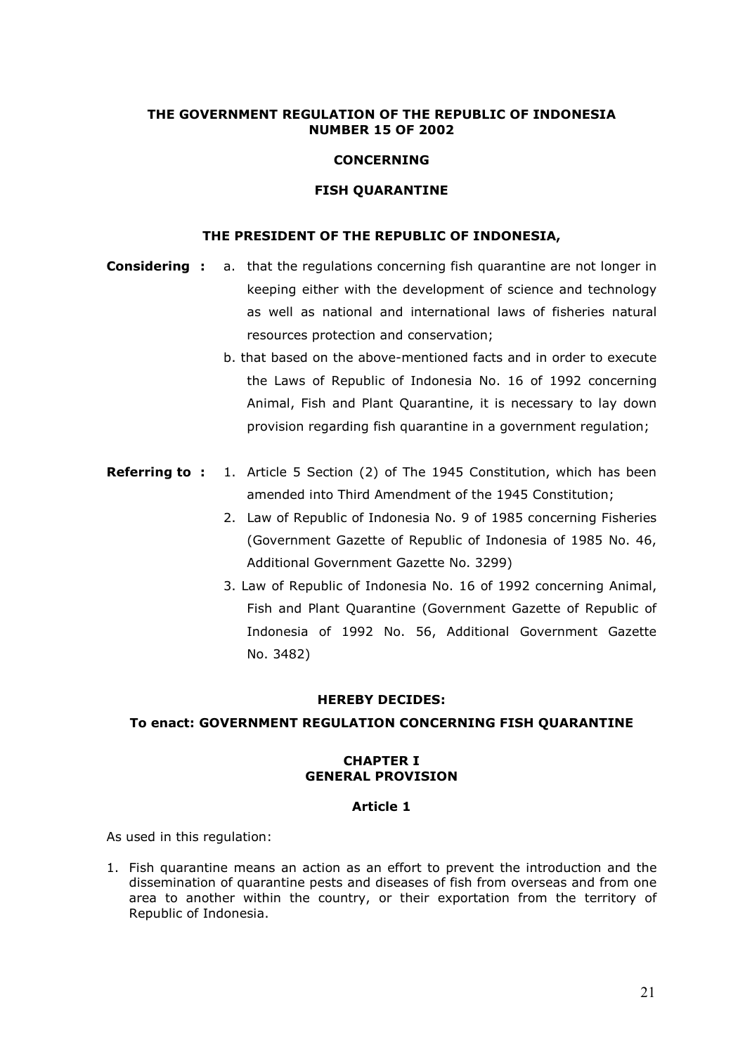# THE GOVERNMENT REGULATION OF THE REPUBLIC OF INDONESIA NUMBER 15 OF 2002

## CONCERNING

## FISH QUARANTINE

### THE PRESIDENT OF THE REPUBLIC OF INDONESIA,

**Considering :**

a. that the regulations concerning fish quarantine are not longer in keeping either with the development of science and technology as well as national and international laws of fisheries natural resources protection and conservation;

b. that based on the above-mentioned facts and in order to execute the Laws of Republic of Indonesia No. 16 of 1992 concerning Animal, Fish and Plant Quarantine, it is necessary to lay down provision regarding fish quarantine in a government regulation;

**Referring to :**

1. Article 5 Section (2) of The 1945 Constitution, which has been amended into Third Amendment of the 1945 Constitution;
2. Law of Republic of Indonesia No. 9 of 1985 concerning Fisheries (Government Gazette of Republic of Indonesia of 1985 No. 46, Additional Government Gazette No. 3299)
3. Law of Republic of Indonesia No. 16 of 1992 concerning Animal, Fish and Plant Quarantine (Government Gazette of Republic of Indonesia of 1992 No. 56, Additional Government Gazette No. 3482)

### HEREBY DECIDES:

**To enact: GOVERNMENT REGULATION CONCERNING FISH QUARANTINE**

## CHAPTER I
## GENERAL PROVISION

### Article 1

As used in this regulation:

1. Fish quarantine means an action as an effort to prevent the introduction and the dissemination of quarantine pests and diseases of fish from overseas and from one area to another within the country, or their exportation from the territory of Republic of Indonesia.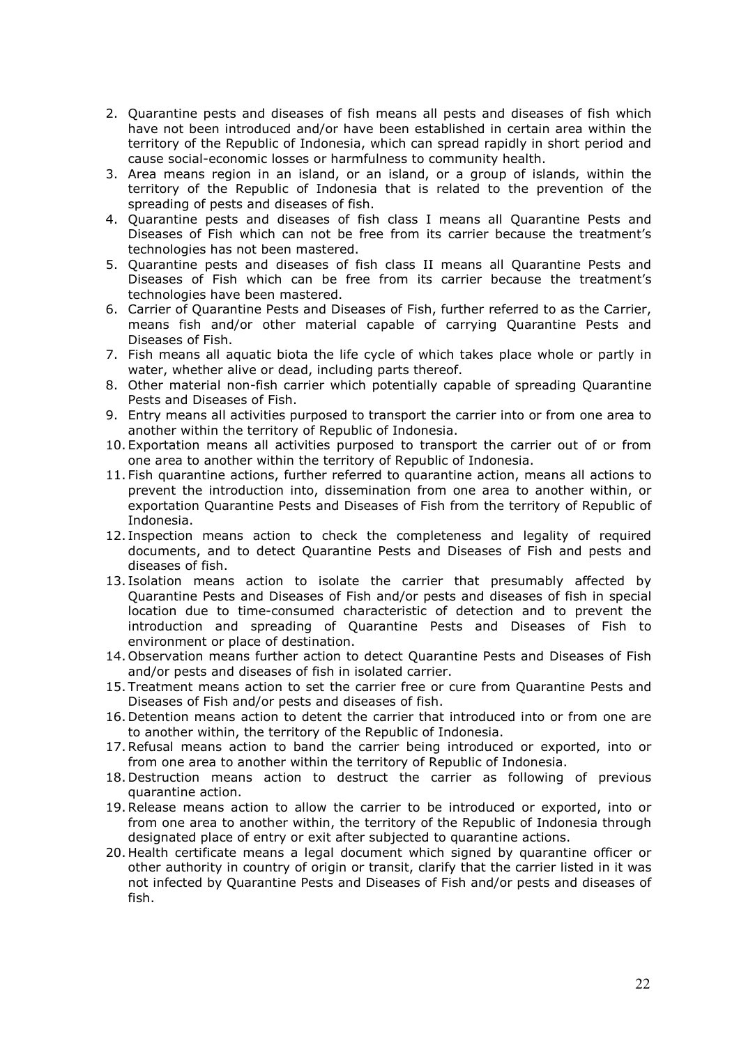2. Quarantine pests and diseases of fish means all pests and diseases of fish which have not been introduced and/or have been established in certain area within the territory of the Republic of Indonesia, which can spread rapidly in short period and cause social-economic losses or harmfulness to community health.
3. Area means region in an island, or an island, or a group of islands, within the territory of the Republic of Indonesia that is related to the prevention of the spreading of pests and diseases of fish.
4. Quarantine pests and diseases of fish class I means all Quarantine Pests and Diseases of Fish which can not be free from its carrier because the treatment's technologies has not been mastered.
5. Quarantine pests and diseases of fish class II means all Quarantine Pests and Diseases of Fish which can be free from its carrier because the treatment's technologies have been mastered.
6. Carrier of Quarantine Pests and Diseases of Fish, further referred to as the Carrier, means fish and/or other material capable of carrying Quarantine Pests and Diseases of Fish.
7. Fish means all aquatic biota the life cycle of which takes place whole or partly in water, whether alive or dead, including parts thereof.
8. Other material non-fish carrier which potentially capable of spreading Quarantine Pests and Diseases of Fish.
9. Entry means all activities purposed to transport the carrier into or from one area to another within the territory of Republic of Indonesia.
10. Exportation means all activities purposed to transport the carrier out of or from one area to another within the territory of Republic of Indonesia.
11. Fish quarantine actions, further referred to quarantine action, means all actions to prevent the introduction into, dissemination from one area to another within, or exportation Quarantine Pests and Diseases of Fish from the territory of Republic of Indonesia.
12. Inspection means action to check the completeness and legality of required documents, and to detect Quarantine Pests and Diseases of Fish and pests and diseases of fish.
13. Isolation means action to isolate the carrier that presumably affected by Quarantine Pests and Diseases of Fish and/or pests and diseases of fish in special location due to time-consumed characteristic of detection and to prevent the introduction and spreading of Quarantine Pests and Diseases of Fish to environment or place of destination.
14. Observation means further action to detect Quarantine Pests and Diseases of Fish and/or pests and diseases of fish in isolated carrier.
15. Treatment means action to set the carrier free or cure from Quarantine Pests and Diseases of Fish and/or pests and diseases of fish.
16. Detention means action to detent the carrier that introduced into or from one are to another within, the territory of the Republic of Indonesia.
17. Refusal means action to band the carrier being introduced or exported, into or from one area to another within the territory of Republic of Indonesia.
18. Destruction means action to destruct the carrier as following of previous quarantine action.
19. Release means action to allow the carrier to be introduced or exported, into or from one area to another within, the territory of the Republic of Indonesia through designated place of entry or exit after subjected to quarantine actions.
20. Health certificate means a legal document which signed by quarantine officer or other authority in country of origin or transit, clarify that the carrier listed in it was not infected by Quarantine Pests and Diseases of Fish and/or pests and diseases of fish.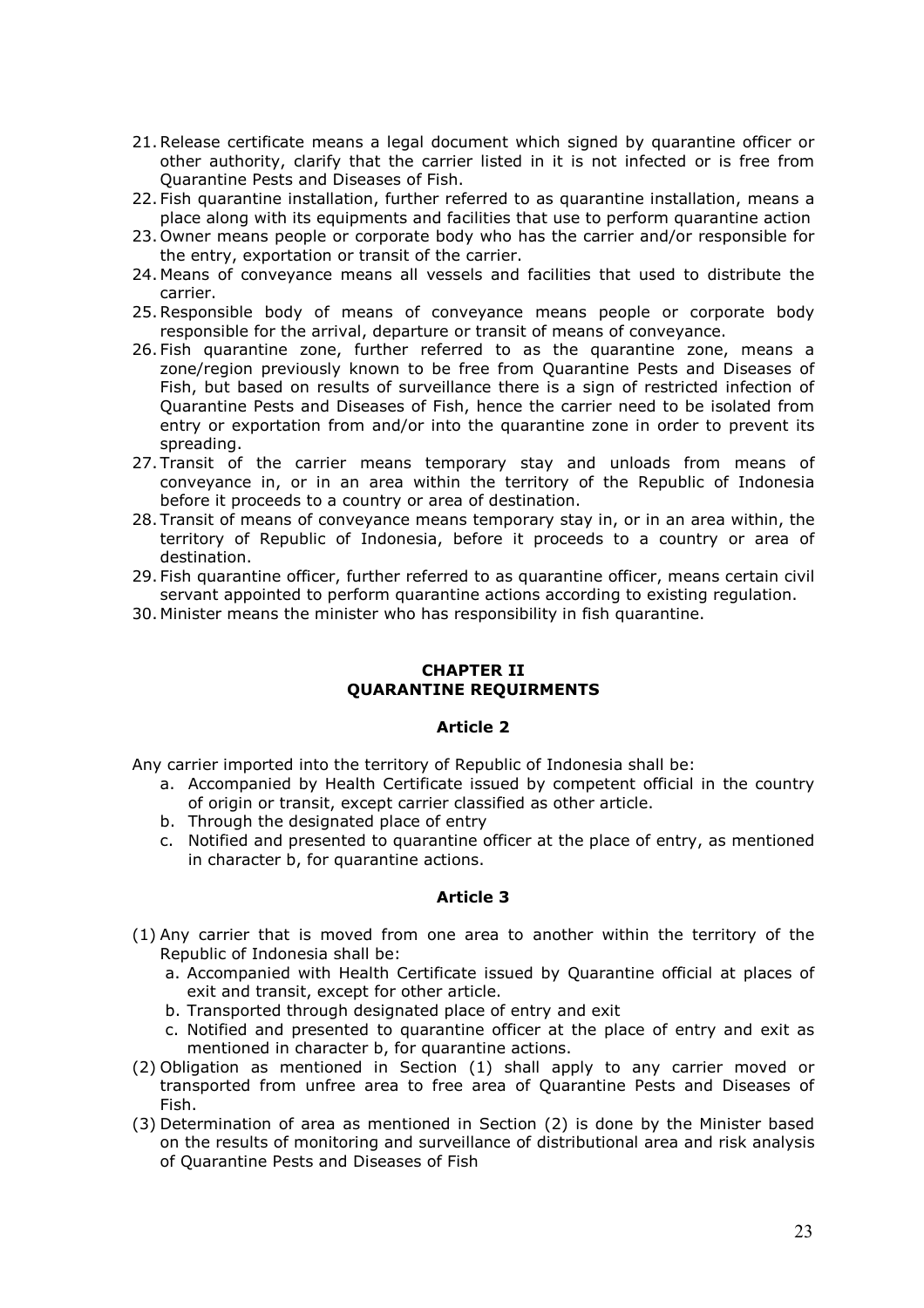21. Release certificate means a legal document which signed by quarantine officer or other authority, clarify that the carrier listed in it is not infected or is free from Quarantine Pests and Diseases of Fish.
22. Fish quarantine installation, further referred to as quarantine installation, means a place along with its equipments and facilities that use to perform quarantine action
23. Owner means people or corporate body who has the carrier and/or responsible for the entry, exportation or transit of the carrier.
24. Means of conveyance means all vessels and facilities that used to distribute the carrier.
25. Responsible body of means of conveyance means people or corporate body responsible for the arrival, departure or transit of means of conveyance.
26. Fish quarantine zone, further referred to as the quarantine zone, means a zone/region previously known to be free from Quarantine Pests and Diseases of Fish, but based on results of surveillance there is a sign of restricted infection of Quarantine Pests and Diseases of Fish, hence the carrier need to be isolated from entry or exportation from and/or into the quarantine zone in order to prevent its spreading.
27. Transit of the carrier means temporary stay and unloads from means of conveyance in, or in an area within the territory of the Republic of Indonesia before it proceeds to a country or area of destination.
28. Transit of means of conveyance means temporary stay in, or in an area within, the territory of Republic of Indonesia, before it proceeds to a country or area of destination.
29. Fish quarantine officer, further referred to as quarantine officer, means certain civil servant appointed to perform quarantine actions according to existing regulation.
30. Minister means the minister who has responsibility in fish quarantine.

## CHAPTER II
## QUARANTINE REQUIRMENTS

### Article 2

Any carrier imported into the territory of Republic of Indonesia shall be:

a. Accompanied by Health Certificate issued by competent official in the country of origin or transit, except carrier classified as other article.
b. Through the designated place of entry
c. Notified and presented to quarantine officer at the place of entry, as mentioned in character b, for quarantine actions.

### Article 3

(1) Any carrier that is moved from one area to another within the territory of the Republic of Indonesia shall be:
   a. Accompanied with Health Certificate issued by Quarantine official at places of exit and transit, except for other article.
   b. Transported through designated place of entry and exit
   c. Notified and presented to quarantine officer at the place of entry and exit as mentioned in character b, for quarantine actions.

(2) Obligation as mentioned in Section (1) shall apply to any carrier moved or transported from unfree area to free area of Quarantine Pests and Diseases of Fish.

(3) Determination of area as mentioned in Section (2) is done by the Minister based on the results of monitoring and surveillance of distributional area and risk analysis of Quarantine Pests and Diseases of Fish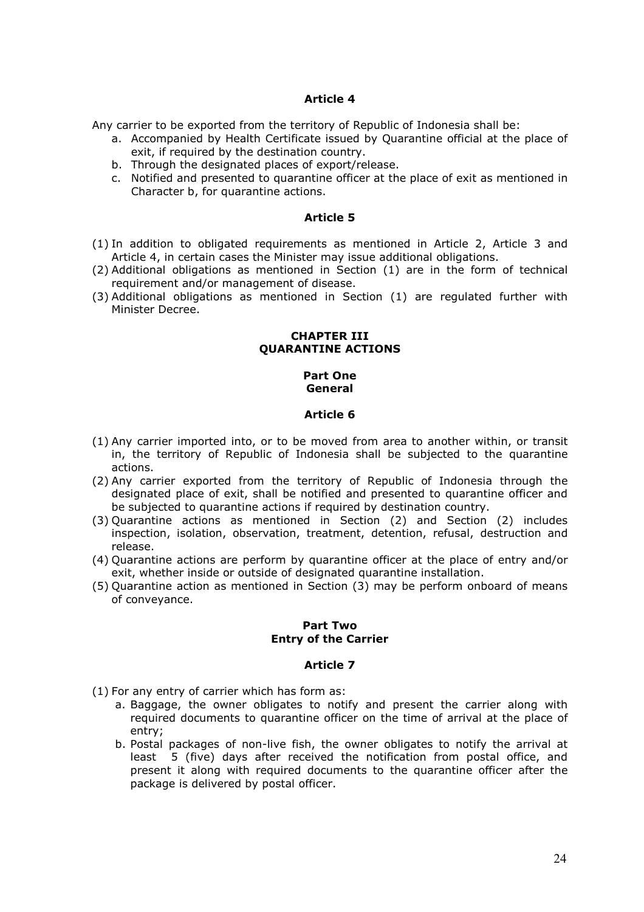### Article 4

Any carrier to be exported from the territory of Republic of Indonesia shall be:

a. Accompanied by Health Certificate issued by Quarantine official at the place of exit, if required by the destination country.
b. Through the designated places of export/release.
c. Notified and presented to quarantine officer at the place of exit as mentioned in Character b, for quarantine actions.

### Article 5

(1) In addition to obligated requirements as mentioned in Article 2, Article 3 and Article 4, in certain cases the Minister may issue additional obligations.
(2) Additional obligations as mentioned in Section (1) are in the form of technical requirement and/or management of disease.
(3) Additional obligations as mentioned in Section (1) are regulated further with Minister Decree.

## CHAPTER III
## QUARANTINE ACTIONS

### Part One
### General

### Article 6

(1) Any carrier imported into, or to be moved from area to another within, or transit in, the territory of Republic of Indonesia shall be subjected to the quarantine actions.
(2) Any carrier exported from the territory of Republic of Indonesia through the designated place of exit, shall be notified and presented to quarantine officer and be subjected to quarantine actions if required by destination country.
(3) Quarantine actions as mentioned in Section (2) and Section (2) includes inspection, isolation, observation, treatment, detention, refusal, destruction and release.
(4) Quarantine actions are perform by quarantine officer at the place of entry and/or exit, whether inside or outside of designated quarantine installation.
(5) Quarantine action as mentioned in Section (3) may be perform onboard of means of conveyance.

### Part Two
### Entry of the Carrier

### Article 7

(1) For any entry of carrier which has form as:
   a. Baggage, the owner obligates to notify and present the carrier along with required documents to quarantine officer on the time of arrival at the place of entry;
   b. Postal packages of non-live fish, the owner obligates to notify the arrival at least 5 (five) days after received the notification from postal office, and present it along with required documents to the quarantine officer after the package is delivered by postal officer.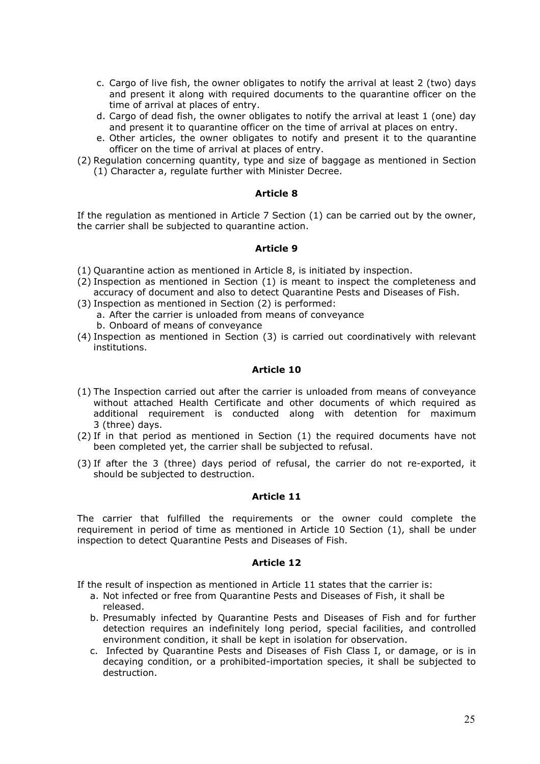c. Cargo of live fish, the owner obligates to notify the arrival at least 2 (two) days and present it along with required documents to the quarantine officer on the time of arrival at places of entry.
d. Cargo of dead fish, the owner obligates to notify the arrival at least 1 (one) day and present it to quarantine officer on the time of arrival at places on entry.
e. Other articles, the owner obligates to notify and present it to the quarantine officer on the time of arrival at places of entry.

(2) Regulation concerning quantity, type and size of baggage as mentioned in Section (1) Character a, regulate further with Minister Decree.

#### Article 8

If the regulation as mentioned in Article 7 Section (1) can be carried out by the owner, the carrier shall be subjected to quarantine action.

#### Article 9

(1) Quarantine action as mentioned in Article 8, is initiated by inspection.
(2) Inspection as mentioned in Section (1) is meant to inspect the completeness and accuracy of document and also to detect Quarantine Pests and Diseases of Fish.
(3) Inspection as mentioned in Section (2) is performed:
  a. After the carrier is unloaded from means of conveyance
  b. Onboard of means of conveyance
(4) Inspection as mentioned in Section (3) is carried out coordinatively with relevant institutions.

#### Article 10

(1) The Inspection carried out after the carrier is unloaded from means of conveyance without attached Health Certificate and other documents of which required as additional requirement is conducted along with detention for maximum 3 (three) days.
(2) If in that period as mentioned in Section (1) the required documents have not been completed yet, the carrier shall be subjected to refusal.
(3) If after the 3 (three) days period of refusal, the carrier do not re-exported, it should be subjected to destruction.

#### Article 11

The carrier that fulfilled the requirements or the owner could complete the requirement in period of time as mentioned in Article 10 Section (1), shall be under inspection to detect Quarantine Pests and Diseases of Fish.

#### Article 12

If the result of inspection as mentioned in Article 11 states that the carrier is:

a. Not infected or free from Quarantine Pests and Diseases of Fish, it shall be released.
b. Presumably infected by Quarantine Pests and Diseases of Fish and for further detection requires an indefinitely long period, special facilities, and controlled environment condition, it shall be kept in isolation for observation.
c. Infected by Quarantine Pests and Diseases of Fish Class I, or damage, or is in decaying condition, or a prohibited-importation species, it shall be subjected to destruction.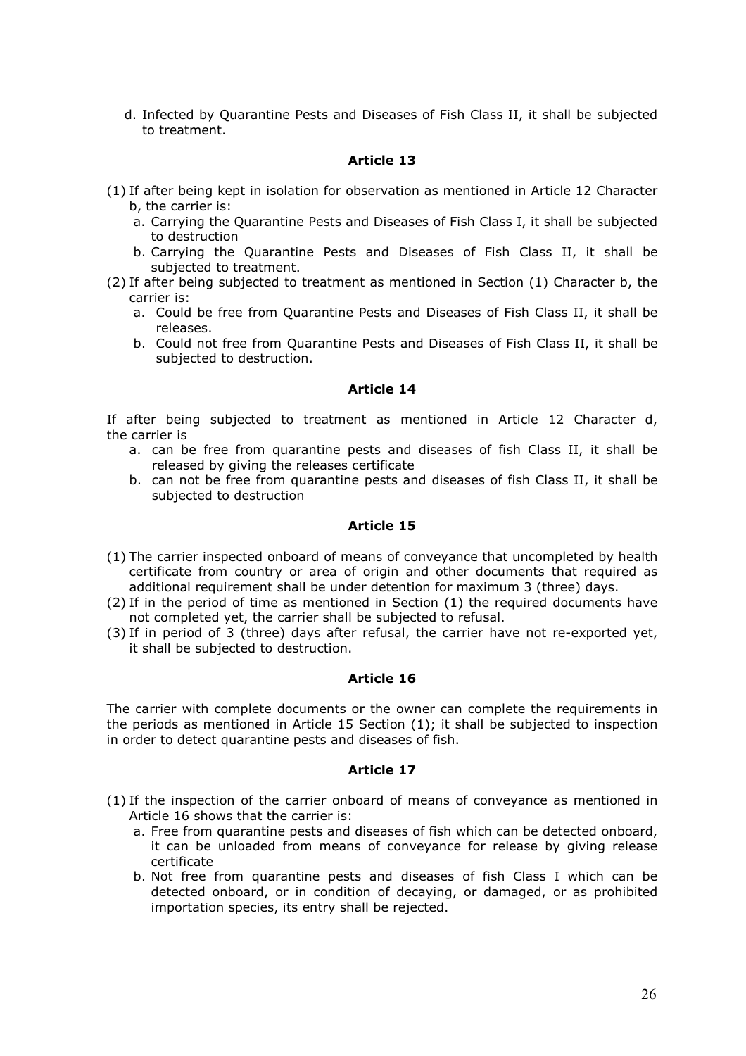d. Infected by Quarantine Pests and Diseases of Fish Class II, it shall be subjected to treatment.

### Article 13

(1) If after being kept in isolation for observation as mentioned in Article 12 Character b, the carrier is:
   a. Carrying the Quarantine Pests and Diseases of Fish Class I, it shall be subjected to destruction
   b. Carrying the Quarantine Pests and Diseases of Fish Class II, it shall be subjected to treatment.

(2) If after being subjected to treatment as mentioned in Section (1) Character b, the carrier is:
   a. Could be free from Quarantine Pests and Diseases of Fish Class II, it shall be releases.
   b. Could not free from Quarantine Pests and Diseases of Fish Class II, it shall be subjected to destruction.

### Article 14

If after being subjected to treatment as mentioned in Article 12 Character d, the carrier is

a. can be free from quarantine pests and diseases of fish Class II, it shall be released by giving the releases certificate
b. can not be free from quarantine pests and diseases of fish Class II, it shall be subjected to destruction

### Article 15

(1) The carrier inspected onboard of means of conveyance that uncompleted by health certificate from country or area of origin and other documents that required as additional requirement shall be under detention for maximum 3 (three) days.
(2) If in the period of time as mentioned in Section (1) the required documents have not completed yet, the carrier shall be subjected to refusal.
(3) If in period of 3 (three) days after refusal, the carrier have not re-exported yet, it shall be subjected to destruction.

### Article 16

The carrier with complete documents or the owner can complete the requirements in the periods as mentioned in Article 15 Section (1); it shall be subjected to inspection in order to detect quarantine pests and diseases of fish.

### Article 17

(1) If the inspection of the carrier onboard of means of conveyance as mentioned in Article 16 shows that the carrier is:
   a. Free from quarantine pests and diseases of fish which can be detected onboard, it can be unloaded from means of conveyance for release by giving release certificate
   b. Not free from quarantine pests and diseases of fish Class I which can be detected onboard, or in condition of decaying, or damaged, or as prohibited importation species, its entry shall be rejected.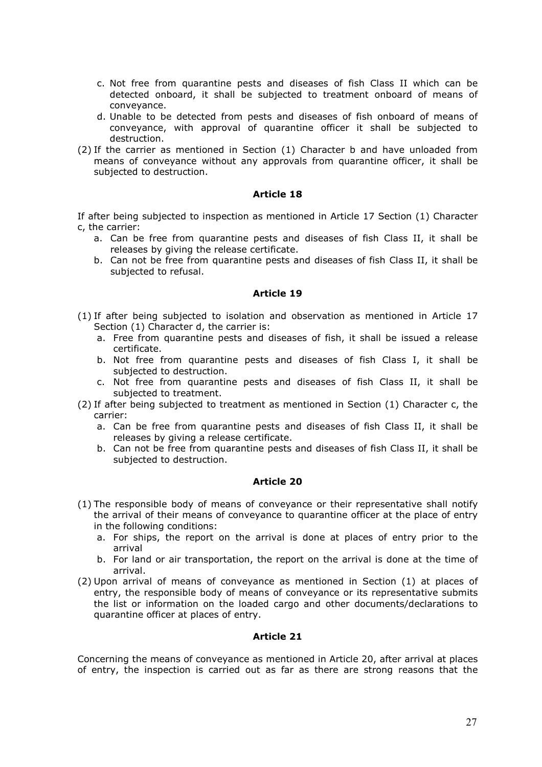c. Not free from quarantine pests and diseases of fish Class II which can be detected onboard, it shall be subjected to treatment onboard of means of conveyance.
d. Unable to be detected from pests and diseases of fish onboard of means of conveyance, with approval of quarantine officer it shall be subjected to destruction.

(2) If the carrier as mentioned in Section (1) Character b and have unloaded from means of conveyance without any approvals from quarantine officer, it shall be subjected to destruction.

### Article 18

If after being subjected to inspection as mentioned in Article 17 Section (1) Character c, the carrier:

a. Can be free from quarantine pests and diseases of fish Class II, it shall be releases by giving the release certificate.
b. Can not be free from quarantine pests and diseases of fish Class II, it shall be subjected to refusal.

### Article 19

(1) If after being subjected to isolation and observation as mentioned in Article 17 Section (1) Character d, the carrier is:
   a. Free from quarantine pests and diseases of fish, it shall be issued a release certificate.
   b. Not free from quarantine pests and diseases of fish Class I, it shall be subjected to destruction.
   c. Not free from quarantine pests and diseases of fish Class II, it shall be subjected to treatment.

(2) If after being subjected to treatment as mentioned in Section (1) Character c, the carrier:
   a. Can be free from quarantine pests and diseases of fish Class II, it shall be releases by giving a release certificate.
   b. Can not be free from quarantine pests and diseases of fish Class II, it shall be subjected to destruction.

### Article 20

(1) The responsible body of means of conveyance or their representative shall notify the arrival of their means of conveyance to quarantine officer at the place of entry in the following conditions:
   a. For ships, the report on the arrival is done at places of entry prior to the arrival
   b. For land or air transportation, the report on the arrival is done at the time of arrival.

(2) Upon arrival of means of conveyance as mentioned in Section (1) at places of entry, the responsible body of means of conveyance or its representative submits the list or information on the loaded cargo and other documents/declarations to quarantine officer at places of entry.

### Article 21

Concerning the means of conveyance as mentioned in Article 20, after arrival at places of entry, the inspection is carried out as far as there are strong reasons that the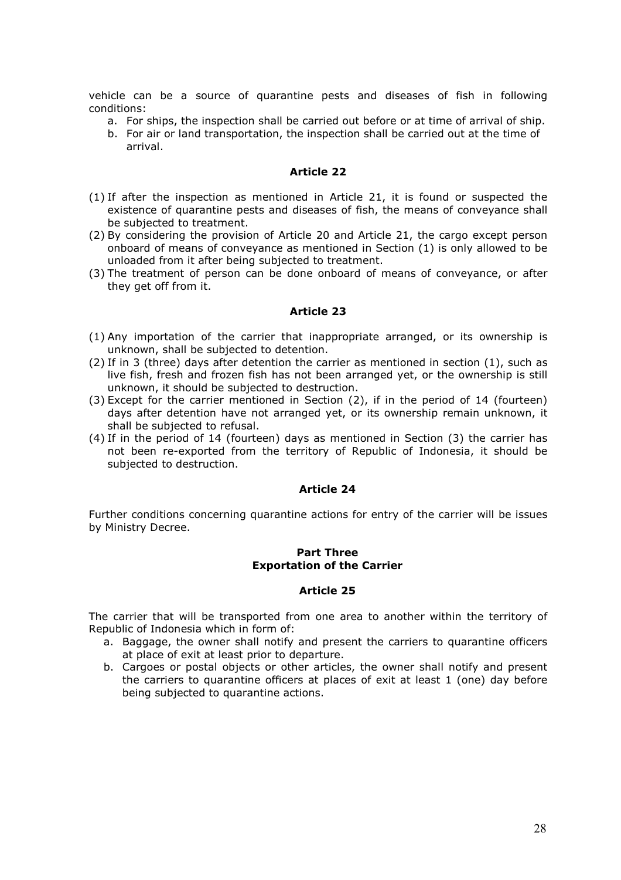vehicle can be a source of quarantine pests and diseases of fish in following conditions:

a. For ships, the inspection shall be carried out before or at time of arrival of ship.
b. For air or land transportation, the inspection shall be carried out at the time of arrival.

### Article 22

(1) If after the inspection as mentioned in Article 21, it is found or suspected the existence of quarantine pests and diseases of fish, the means of conveyance shall be subjected to treatment.
(2) By considering the provision of Article 20 and Article 21, the cargo except person onboard of means of conveyance as mentioned in Section (1) is only allowed to be unloaded from it after being subjected to treatment.
(3) The treatment of person can be done onboard of means of conveyance, or after they get off from it.

### Article 23

(1) Any importation of the carrier that inappropriate arranged, or its ownership is unknown, shall be subjected to detention.
(2) If in 3 (three) days after detention the carrier as mentioned in section (1), such as live fish, fresh and frozen fish has not been arranged yet, or the ownership is still unknown, it should be subjected to destruction.
(3) Except for the carrier mentioned in Section (2), if in the period of 14 (fourteen) days after detention have not arranged yet, or its ownership remain unknown, it shall be subjected to refusal.
(4) If in the period of 14 (fourteen) days as mentioned in Section (3) the carrier has not been re-exported from the territory of Republic of Indonesia, it should be subjected to destruction.

### Article 24

Further conditions concerning quarantine actions for entry of the carrier will be issues by Ministry Decree.

## Part Three
## Exportation of the Carrier

### Article 25

The carrier that will be transported from one area to another within the territory of Republic of Indonesia which in form of:

a. Baggage, the owner shall notify and present the carriers to quarantine officers at place of exit at least prior to departure.
b. Cargoes or postal objects or other articles, the owner shall notify and present the carriers to quarantine officers at places of exit at least 1 (one) day before being subjected to quarantine actions.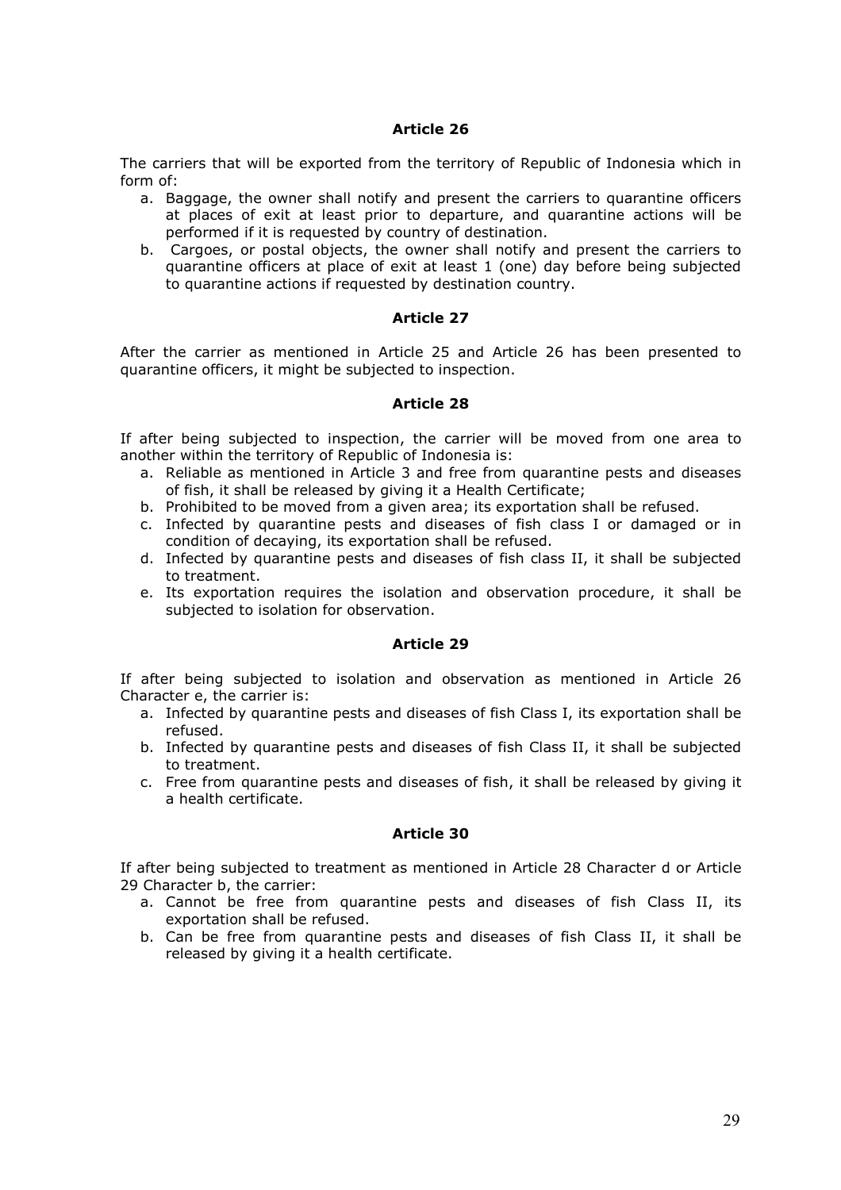### Article 26

The carriers that will be exported from the territory of Republic of Indonesia which in form of:

a. Baggage, the owner shall notify and present the carriers to quarantine officers at places of exit at least prior to departure, and quarantine actions will be performed if it is requested by country of destination.
b. Cargoes, or postal objects, the owner shall notify and present the carriers to quarantine officers at place of exit at least 1 (one) day before being subjected to quarantine actions if requested by destination country.

### Article 27

After the carrier as mentioned in Article 25 and Article 26 has been presented to quarantine officers, it might be subjected to inspection.

### Article 28

If after being subjected to inspection, the carrier will be moved from one area to another within the territory of Republic of Indonesia is:

a. Reliable as mentioned in Article 3 and free from quarantine pests and diseases of fish, it shall be released by giving it a Health Certificate;
b. Prohibited to be moved from a given area; its exportation shall be refused.
c. Infected by quarantine pests and diseases of fish class I or damaged or in condition of decaying, its exportation shall be refused.
d. Infected by quarantine pests and diseases of fish class II, it shall be subjected to treatment.
e. Its exportation requires the isolation and observation procedure, it shall be subjected to isolation for observation.

### Article 29

If after being subjected to isolation and observation as mentioned in Article 26 Character e, the carrier is:

a. Infected by quarantine pests and diseases of fish Class I, its exportation shall be refused.
b. Infected by quarantine pests and diseases of fish Class II, it shall be subjected to treatment.
c. Free from quarantine pests and diseases of fish, it shall be released by giving it a health certificate.

### Article 30

If after being subjected to treatment as mentioned in Article 28 Character d or Article 29 Character b, the carrier:

a. Cannot be free from quarantine pests and diseases of fish Class II, its exportation shall be refused.
b. Can be free from quarantine pests and diseases of fish Class II, it shall be released by giving it a health certificate.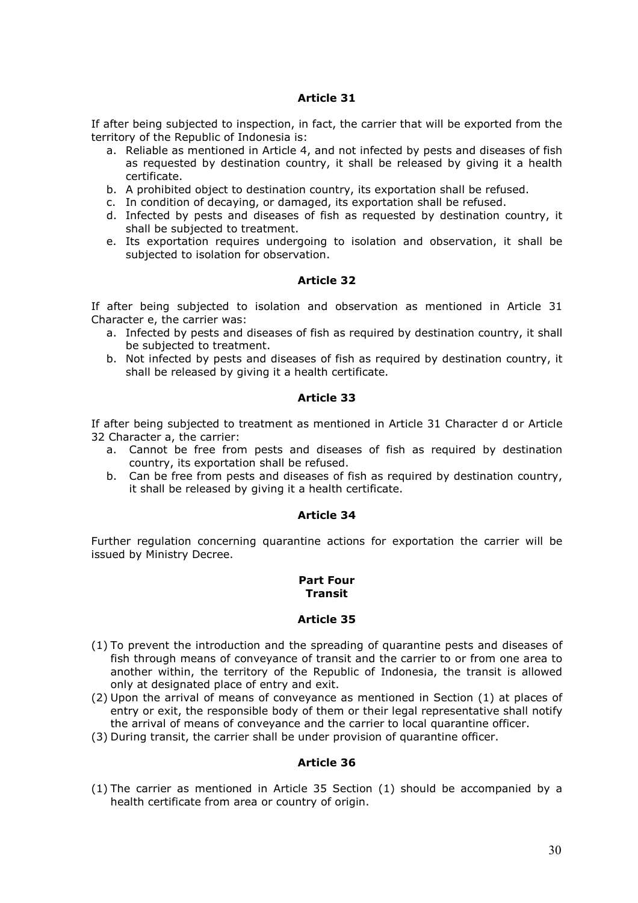### Article 31

If after being subjected to inspection, in fact, the carrier that will be exported from the territory of the Republic of Indonesia is:

a. Reliable as mentioned in Article 4, and not infected by pests and diseases of fish as requested by destination country, it shall be released by giving it a health certificate.
b. A prohibited object to destination country, its exportation shall be refused.
c. In condition of decaying, or damaged, its exportation shall be refused.
d. Infected by pests and diseases of fish as requested by destination country, it shall be subjected to treatment.
e. Its exportation requires undergoing to isolation and observation, it shall be subjected to isolation for observation.

### Article 32

If after being subjected to isolation and observation as mentioned in Article 31 Character e, the carrier was:

a. Infected by pests and diseases of fish as required by destination country, it shall be subjected to treatment.
b. Not infected by pests and diseases of fish as required by destination country, it shall be released by giving it a health certificate.

### Article 33

If after being subjected to treatment as mentioned in Article 31 Character d or Article 32 Character a, the carrier:

a. Cannot be free from pests and diseases of fish as required by destination country, its exportation shall be refused.
b. Can be free from pests and diseases of fish as required by destination country, it shall be released by giving it a health certificate.

### Article 34

Further regulation concerning quarantine actions for exportation the carrier will be issued by Ministry Decree.

## Part Four
## Transit

### Article 35

(1) To prevent the introduction and the spreading of quarantine pests and diseases of fish through means of conveyance of transit and the carrier to or from one area to another within, the territory of the Republic of Indonesia, the transit is allowed only at designated place of entry and exit.
(2) Upon the arrival of means of conveyance as mentioned in Section (1) at places of entry or exit, the responsible body of them or their legal representative shall notify the arrival of means of conveyance and the carrier to local quarantine officer.
(3) During transit, the carrier shall be under provision of quarantine officer.

### Article 36

(1) The carrier as mentioned in Article 35 Section (1) should be accompanied by a health certificate from area or country of origin.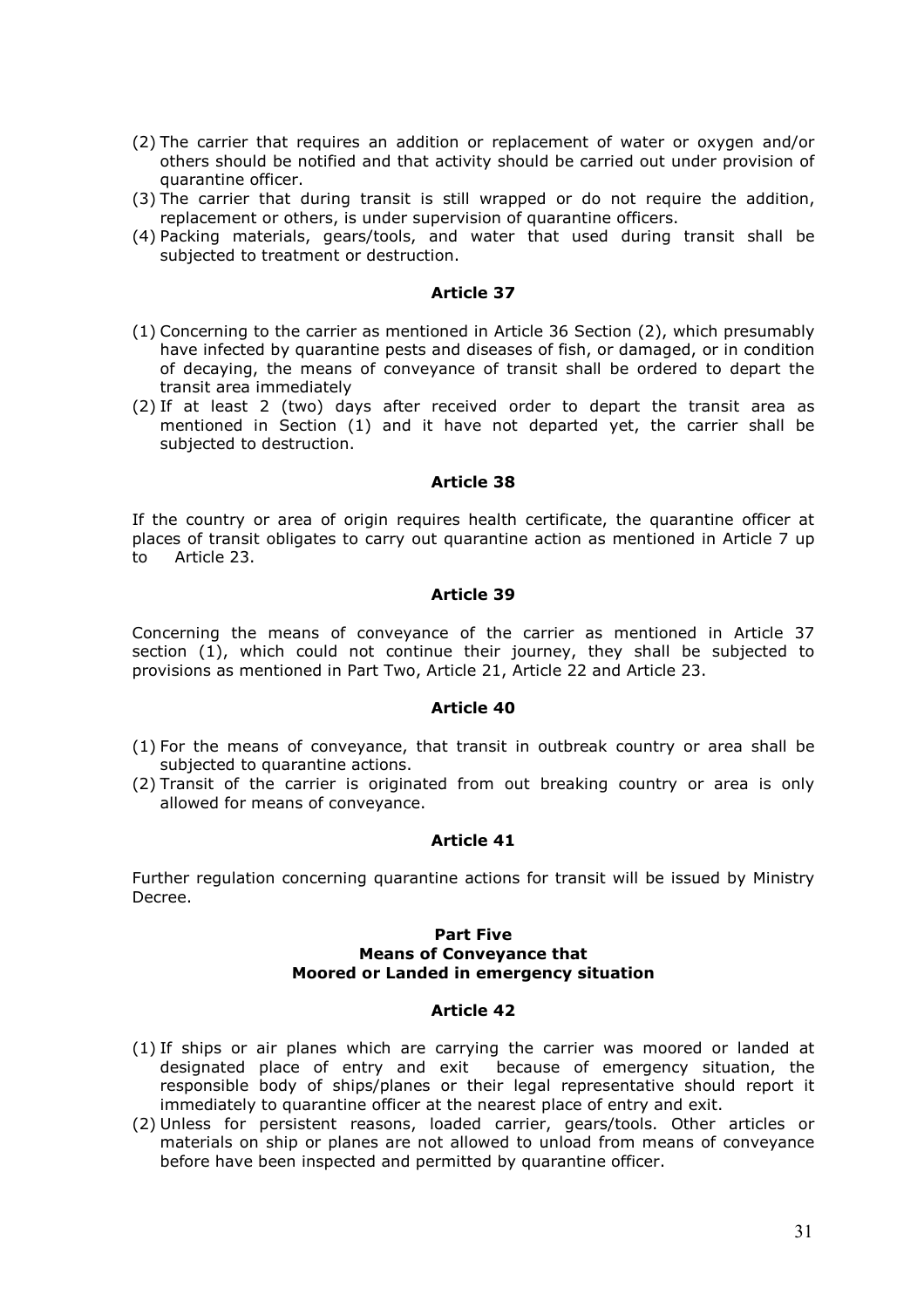(2) The carrier that requires an addition or replacement of water or oxygen and/or others should be notified and that activity should be carried out under provision of quarantine officer.
(3) The carrier that during transit is still wrapped or do not require the addition, replacement or others, is under supervision of quarantine officers.
(4) Packing materials, gears/tools, and water that used during transit shall be subjected to treatment or destruction.

### Article 37

(1) Concerning to the carrier as mentioned in Article 36 Section (2), which presumably have infected by quarantine pests and diseases of fish, or damaged, or in condition of decaying, the means of conveyance of transit shall be ordered to depart the transit area immediately
(2) If at least 2 (two) days after received order to depart the transit area as mentioned in Section (1) and it have not departed yet, the carrier shall be subjected to destruction.

### Article 38

If the country or area of origin requires health certificate, the quarantine officer at places of transit obligates to carry out quarantine action as mentioned in Article 7 up to Article 23.

### Article 39

Concerning the means of conveyance of the carrier as mentioned in Article 37 section (1), which could not continue their journey, they shall be subjected to provisions as mentioned in Part Two, Article 21, Article 22 and Article 23.

### Article 40

(1) For the means of conveyance, that transit in outbreak country or area shall be subjected to quarantine actions.
(2) Transit of the carrier is originated from out breaking country or area is only allowed for means of conveyance.

### Article 41

Further regulation concerning quarantine actions for transit will be issued by Ministry Decree.

## Part Five
## Means of Conveyance that Moored or Landed in emergency situation

### Article 42

(1) If ships or air planes which are carrying the carrier was moored or landed at designated place of entry and exit because of emergency situation, the responsible body of ships/planes or their legal representative should report it immediately to quarantine officer at the nearest place of entry and exit.
(2) Unless for persistent reasons, loaded carrier, gears/tools. Other articles or materials on ship or planes are not allowed to unload from means of conveyance before have been inspected and permitted by quarantine officer.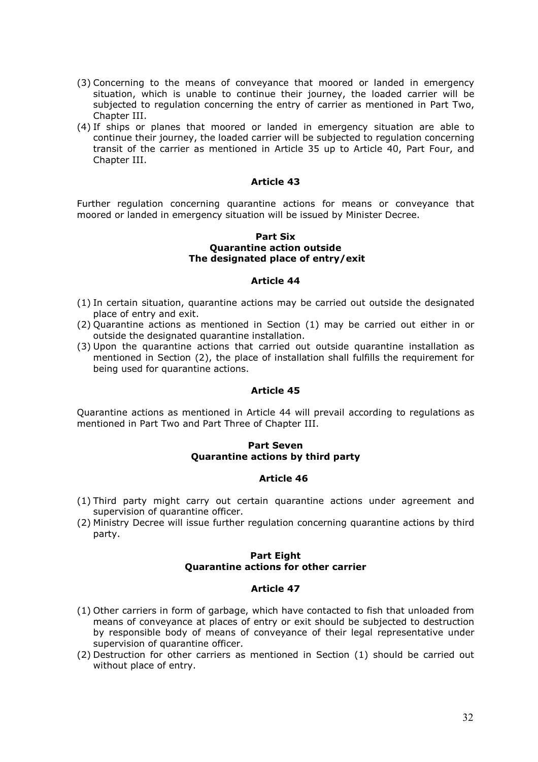(3) Concerning to the means of conveyance that moored or landed in emergency situation, which is unable to continue their journey, the loaded carrier will be subjected to regulation concerning the entry of carrier as mentioned in Part Two, Chapter III.

(4) If ships or planes that moored or landed in emergency situation are able to continue their journey, the loaded carrier will be subjected to regulation concerning transit of the carrier as mentioned in Article 35 up to Article 40, Part Four, and Chapter III.

**Article 43**

Further regulation concerning quarantine actions for means or conveyance that moored or landed in emergency situation will be issued by Minister Decree.

**Part Six**
**Quarantine action outside**
**The designated place of entry/exit**

**Article 44**

(1) In certain situation, quarantine actions may be carried out outside the designated place of entry and exit.

(2) Quarantine actions as mentioned in Section (1) may be carried out either in or outside the designated quarantine installation.

(3) Upon the quarantine actions that carried out outside quarantine installation as mentioned in Section (2), the place of installation shall fulfills the requirement for being used for quarantine actions.

**Article 45**

Quarantine actions as mentioned in Article 44 will prevail according to regulations as mentioned in Part Two and Part Three of Chapter III.

**Part Seven**
**Quarantine actions by third party**

**Article 46**

(1) Third party might carry out certain quarantine actions under agreement and supervision of quarantine officer.

(2) Ministry Decree will issue further regulation concerning quarantine actions by third party.

**Part Eight**
**Quarantine actions for other carrier**

**Article 47**

(1) Other carriers in form of garbage, which have contacted to fish that unloaded from means of conveyance at places of entry or exit should be subjected to destruction by responsible body of means of conveyance of their legal representative under supervision of quarantine officer.

(2) Destruction for other carriers as mentioned in Section (1) should be carried out without place of entry.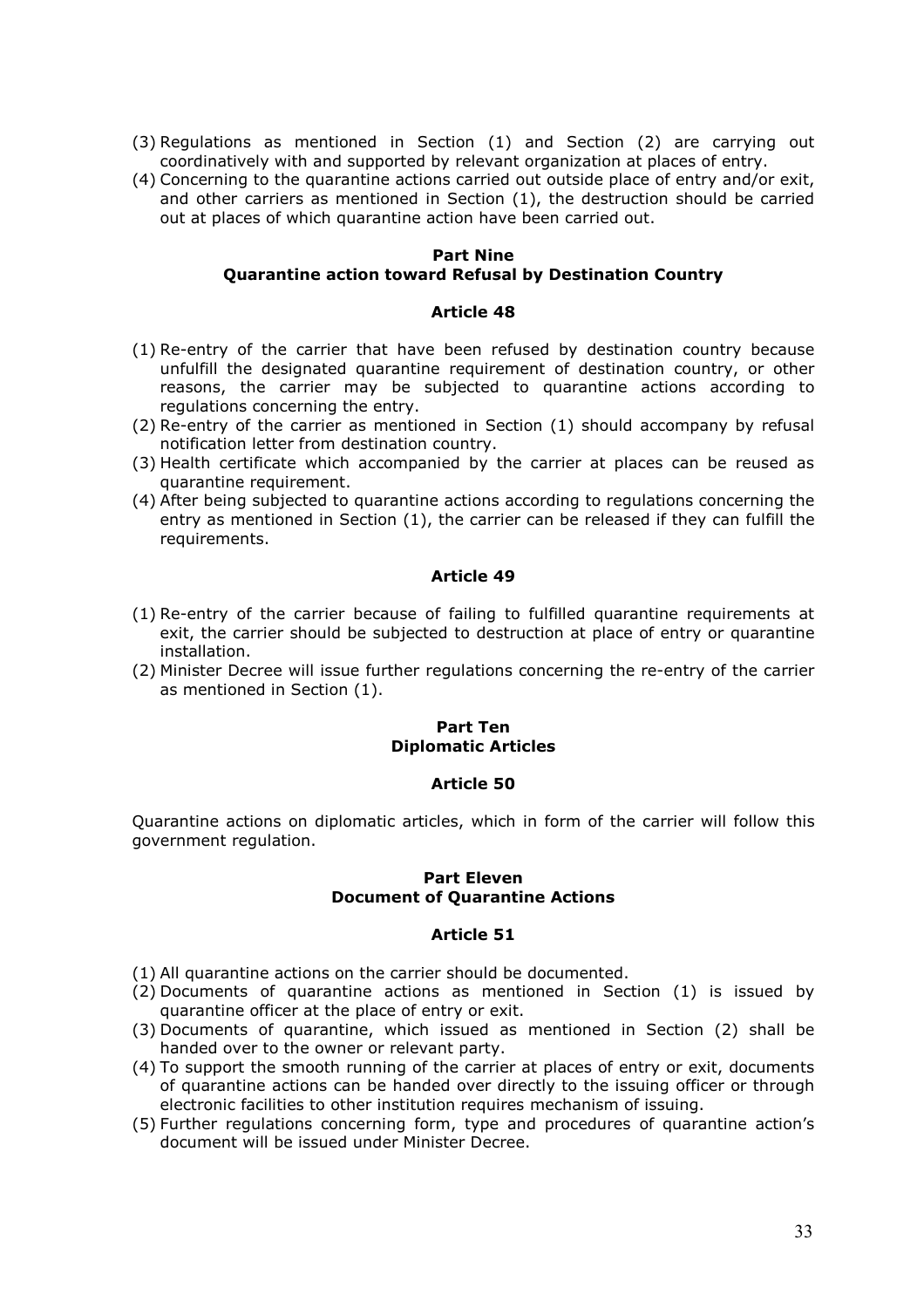(3) Regulations as mentioned in Section (1) and Section (2) are carrying out coordinatively with and supported by relevant organization at places of entry.
(4) Concerning to the quarantine actions carried out outside place of entry and/or exit, and other carriers as mentioned in Section (1), the destruction should be carried out at places of which quarantine action have been carried out.

## Part Nine
## Quarantine action toward Refusal by Destination Country

### Article 48

(1) Re-entry of the carrier that have been refused by destination country because unfulfill the designated quarantine requirement of destination country, or other reasons, the carrier may be subjected to quarantine actions according to regulations concerning the entry.
(2) Re-entry of the carrier as mentioned in Section (1) should accompany by refusal notification letter from destination country.
(3) Health certificate which accompanied by the carrier at places can be reused as quarantine requirement.
(4) After being subjected to quarantine actions according to regulations concerning the entry as mentioned in Section (1), the carrier can be released if they can fulfill the requirements.

### Article 49

(1) Re-entry of the carrier because of failing to fulfilled quarantine requirements at exit, the carrier should be subjected to destruction at place of entry or quarantine installation.
(2) Minister Decree will issue further regulations concerning the re-entry of the carrier as mentioned in Section (1).

## Part Ten
## Diplomatic Articles

### Article 50

Quarantine actions on diplomatic articles, which in form of the carrier will follow this government regulation.

## Part Eleven
## Document of Quarantine Actions

### Article 51

(1) All quarantine actions on the carrier should be documented.
(2) Documents of quarantine actions as mentioned in Section (1) is issued by quarantine officer at the place of entry or exit.
(3) Documents of quarantine, which issued as mentioned in Section (2) shall be handed over to the owner or relevant party.
(4) To support the smooth running of the carrier at places of entry or exit, documents of quarantine actions can be handed over directly to the issuing officer or through electronic facilities to other institution requires mechanism of issuing.
(5) Further regulations concerning form, type and procedures of quarantine action's document will be issued under Minister Decree.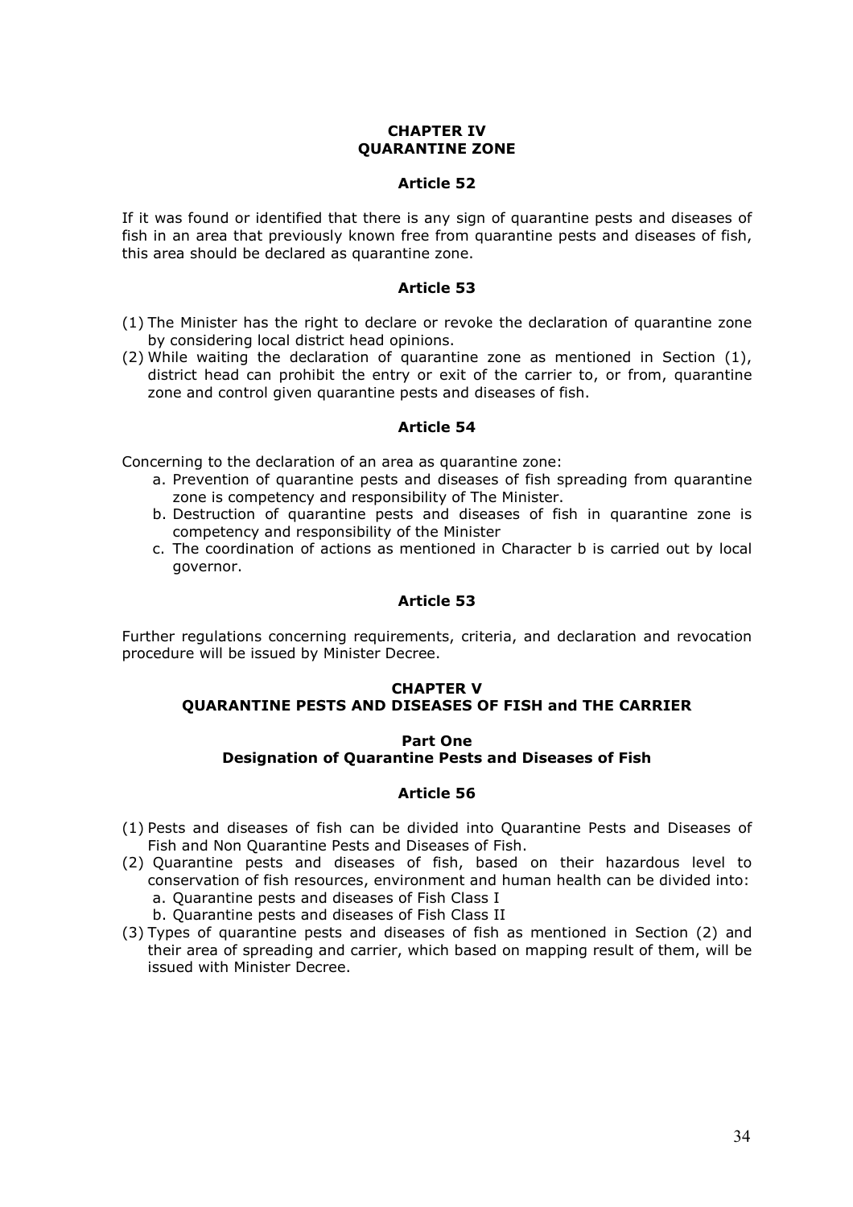## CHAPTER IV
## QUARANTINE ZONE

### Article 52

If it was found or identified that there is any sign of quarantine pests and diseases of fish in an area that previously known free from quarantine pests and diseases of fish, this area should be declared as quarantine zone.

### Article 53

(1) The Minister has the right to declare or revoke the declaration of quarantine zone by considering local district head opinions.
(2) While waiting the declaration of quarantine zone as mentioned in Section (1), district head can prohibit the entry or exit of the carrier to, or from, quarantine zone and control given quarantine pests and diseases of fish.

### Article 54

Concerning to the declaration of an area as quarantine zone:

a. Prevention of quarantine pests and diseases of fish spreading from quarantine zone is competency and responsibility of The Minister.
b. Destruction of quarantine pests and diseases of fish in quarantine zone is competency and responsibility of the Minister
c. The coordination of actions as mentioned in Character b is carried out by local governor.

### Article 53

Further regulations concerning requirements, criteria, and declaration and revocation procedure will be issued by Minister Decree.

## CHAPTER V
## QUARANTINE PESTS AND DISEASES OF FISH and THE CARRIER

### Part One
### Designation of Quarantine Pests and Diseases of Fish

### Article 56

(1) Pests and diseases of fish can be divided into Quarantine Pests and Diseases of Fish and Non Quarantine Pests and Diseases of Fish.
(2) Quarantine pests and diseases of fish, based on their hazardous level to conservation of fish resources, environment and human health can be divided into:
   a. Quarantine pests and diseases of Fish Class I
   b. Quarantine pests and diseases of Fish Class II
(3) Types of quarantine pests and diseases of fish as mentioned in Section (2) and their area of spreading and carrier, which based on mapping result of them, will be issued with Minister Decree.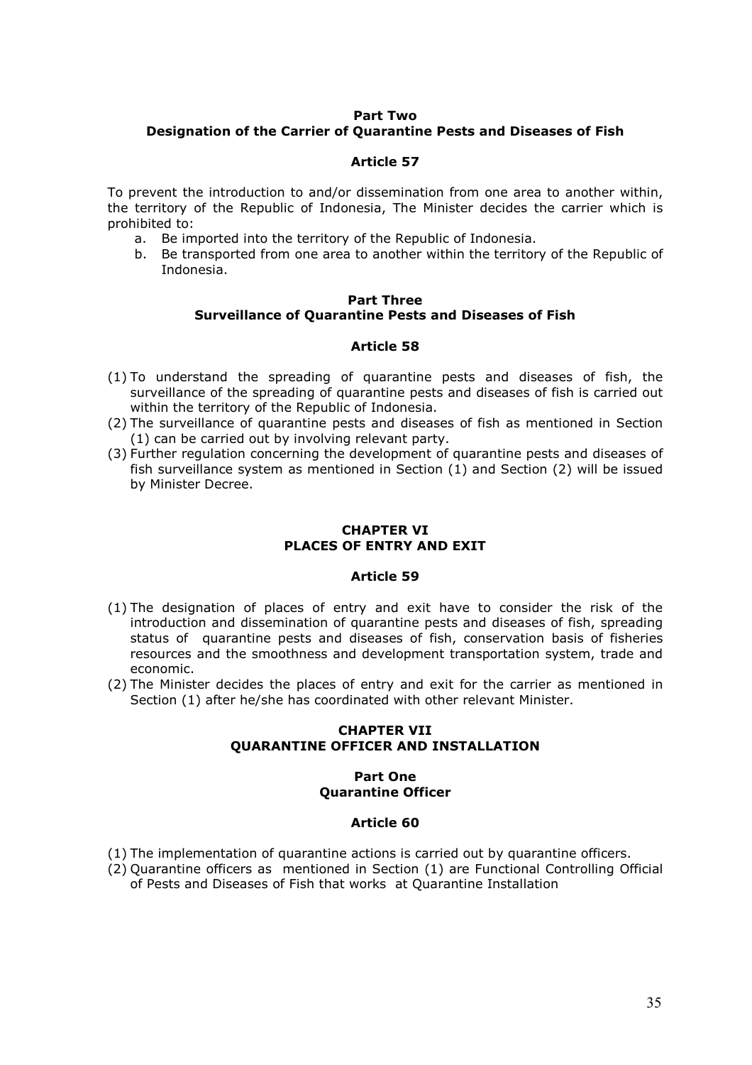### Part Two
### Designation of the Carrier of Quarantine Pests and Diseases of Fish

#### Article 57

To prevent the introduction to and/or dissemination from one area to another within, the territory of the Republic of Indonesia, The Minister decides the carrier which is prohibited to:

a. Be imported into the territory of the Republic of Indonesia.
b. Be transported from one area to another within the territory of the Republic of Indonesia.

### Part Three
### Surveillance of Quarantine Pests and Diseases of Fish

#### Article 58

(1) To understand the spreading of quarantine pests and diseases of fish, the surveillance of the spreading of quarantine pests and diseases of fish is carried out within the territory of the Republic of Indonesia.
(2) The surveillance of quarantine pests and diseases of fish as mentioned in Section (1) can be carried out by involving relevant party.
(3) Further regulation concerning the development of quarantine pests and diseases of fish surveillance system as mentioned in Section (1) and Section (2) will be issued by Minister Decree.

## CHAPTER VI
## PLACES OF ENTRY AND EXIT

#### Article 59

(1) The designation of places of entry and exit have to consider the risk of the introduction and dissemination of quarantine pests and diseases of fish, spreading status of quarantine pests and diseases of fish, conservation basis of fisheries resources and the smoothness and development transportation system, trade and economic.
(2) The Minister decides the places of entry and exit for the carrier as mentioned in Section (1) after he/she has coordinated with other relevant Minister.

## CHAPTER VII
## QUARANTINE OFFICER AND INSTALLATION

### Part One
### Quarantine Officer

#### Article 60

(1) The implementation of quarantine actions is carried out by quarantine officers.
(2) Quarantine officers as mentioned in Section (1) are Functional Controlling Official of Pests and Diseases of Fish that works at Quarantine Installation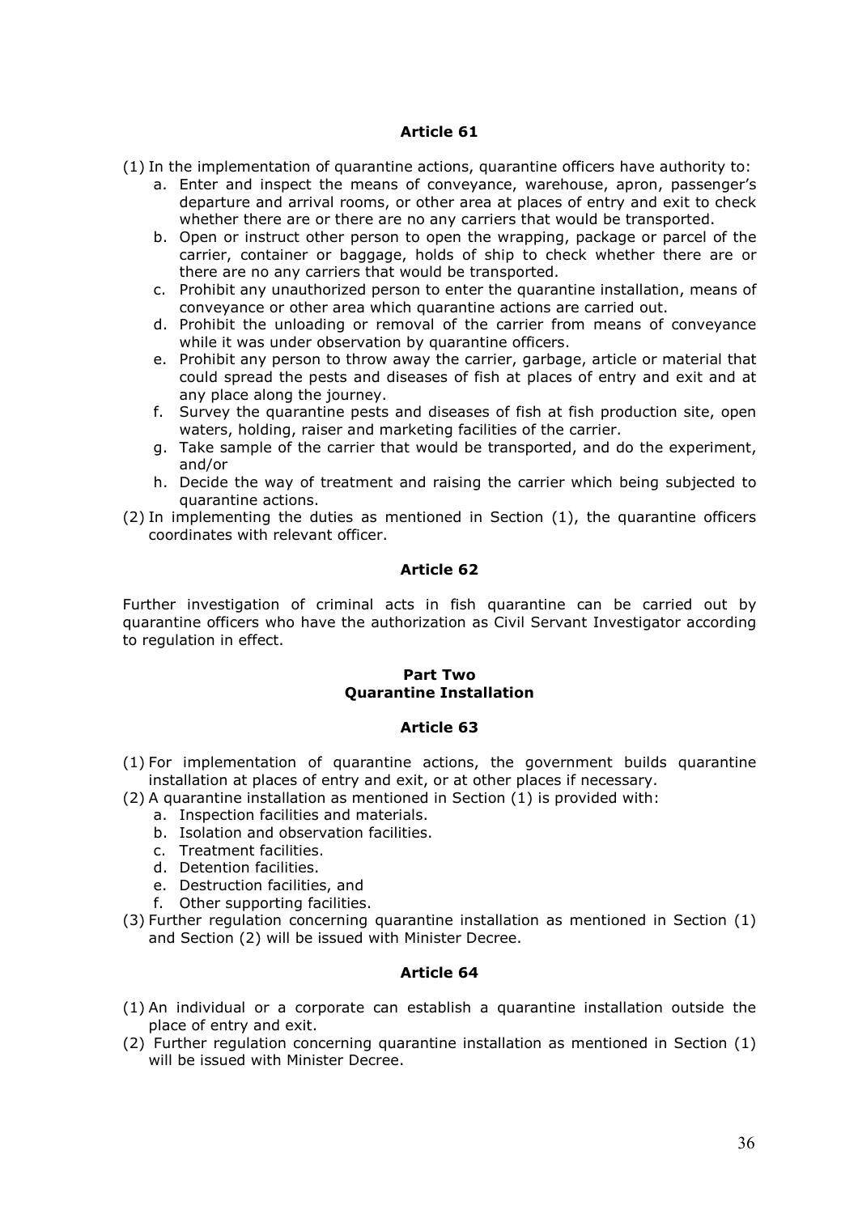### Article 61

(1) In the implementation of quarantine actions, quarantine officers have authority to:
   a. Enter and inspect the means of conveyance, warehouse, apron, passenger's departure and arrival rooms, or other area at places of entry and exit to check whether there are or there are no any carriers that would be transported.
   b. Open or instruct other person to open the wrapping, package or parcel of the carrier, container or baggage, holds of ship to check whether there are or there are no any carriers that would be transported.
   c. Prohibit any unauthorized person to enter the quarantine installation, means of conveyance or other area which quarantine actions are carried out.
   d. Prohibit the unloading or removal of the carrier from means of conveyance while it was under observation by quarantine officers.
   e. Prohibit any person to throw away the carrier, garbage, article or material that could spread the pests and diseases of fish at places of entry and exit and at any place along the journey.
   f. Survey the quarantine pests and diseases of fish at fish production site, open waters, holding, raiser and marketing facilities of the carrier.
   g. Take sample of the carrier that would be transported, and do the experiment, and/or
   h. Decide the way of treatment and raising the carrier which being subjected to quarantine actions.

(2) In implementing the duties as mentioned in Section (1), the quarantine officers coordinates with relevant officer.

### Article 62

Further investigation of criminal acts in fish quarantine can be carried out by quarantine officers who have the authorization as Civil Servant Investigator according to regulation in effect.

## Part Two
## Quarantine Installation

### Article 63

(1) For implementation of quarantine actions, the government builds quarantine installation at places of entry and exit, or at other places if necessary.

(2) A quarantine installation as mentioned in Section (1) is provided with:
   a. Inspection facilities and materials.
   b. Isolation and observation facilities.
   c. Treatment facilities.
   d. Detention facilities.
   e. Destruction facilities, and
   f. Other supporting facilities.

(3) Further regulation concerning quarantine installation as mentioned in Section (1) and Section (2) will be issued with Minister Decree.

### Article 64

(1) An individual or a corporate can establish a quarantine installation outside the place of entry and exit.

(2) Further regulation concerning quarantine installation as mentioned in Section (1) will be issued with Minister Decree.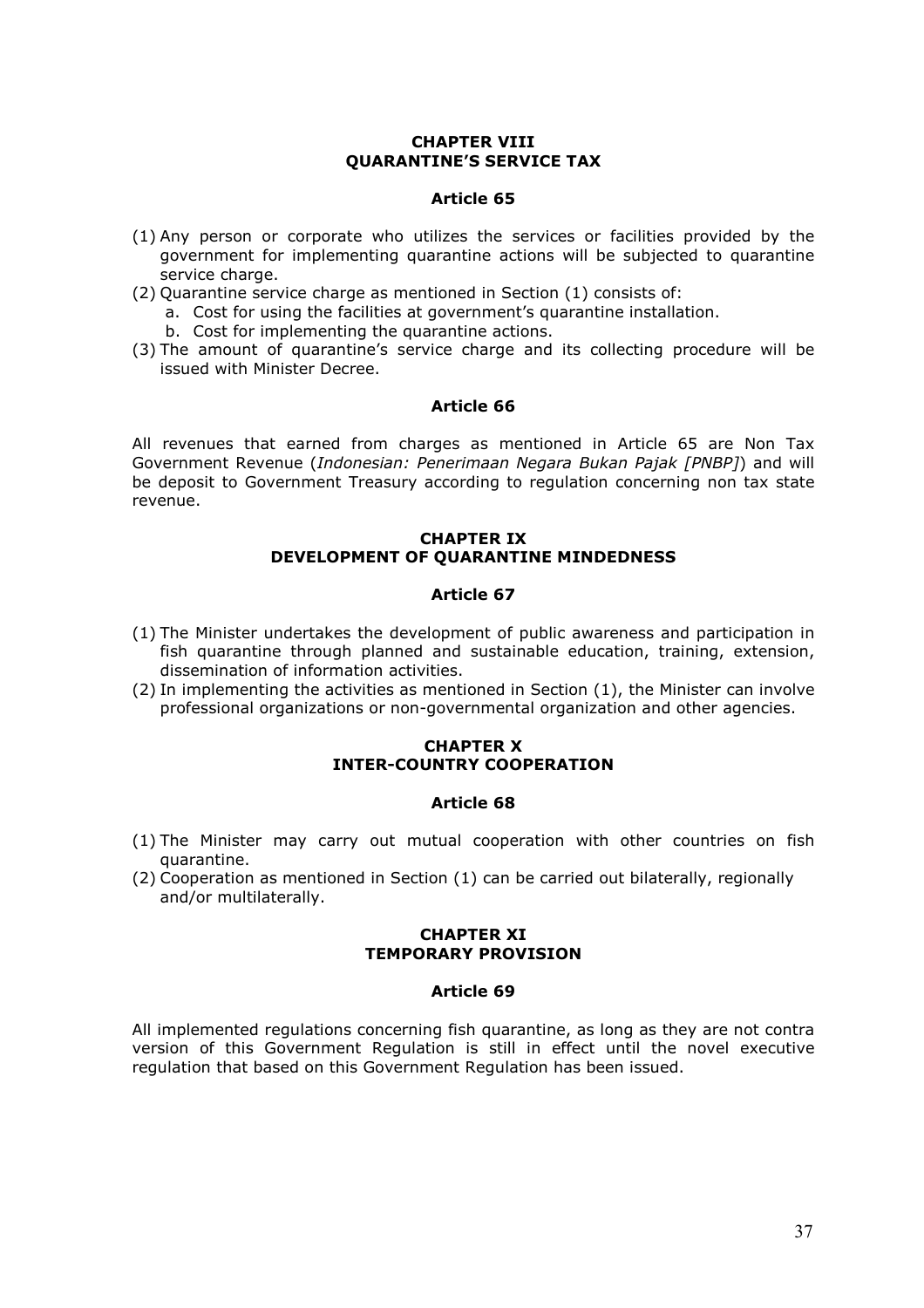## CHAPTER VIII
## QUARANTINE'S SERVICE TAX

### Article 65

(1) Any person or corporate who utilizes the services or facilities provided by the government for implementing quarantine actions will be subjected to quarantine service charge.
(2) Quarantine service charge as mentioned in Section (1) consists of:
   a. Cost for using the facilities at government's quarantine installation.
   b. Cost for implementing the quarantine actions.
(3) The amount of quarantine's service charge and its collecting procedure will be issued with Minister Decree.

### Article 66

All revenues that earned from charges as mentioned in Article 65 are Non Tax Government Revenue (*Indonesian: Penerimaan Negara Bukan Pajak [PNBP]*) and will be deposit to Government Treasury according to regulation concerning non tax state revenue.

## CHAPTER IX
## DEVELOPMENT OF QUARANTINE MINDEDNESS

### Article 67

(1) The Minister undertakes the development of public awareness and participation in fish quarantine through planned and sustainable education, training, extension, dissemination of information activities.
(2) In implementing the activities as mentioned in Section (1), the Minister can involve professional organizations or non-governmental organization and other agencies.

## CHAPTER X
## INTER-COUNTRY COOPERATION

### Article 68

(1) The Minister may carry out mutual cooperation with other countries on fish quarantine.
(2) Cooperation as mentioned in Section (1) can be carried out bilaterally, regionally and/or multilaterally.

## CHAPTER XI
## TEMPORARY PROVISION

### Article 69

All implemented regulations concerning fish quarantine, as long as they are not contra version of this Government Regulation is still in effect until the novel executive regulation that based on this Government Regulation has been issued.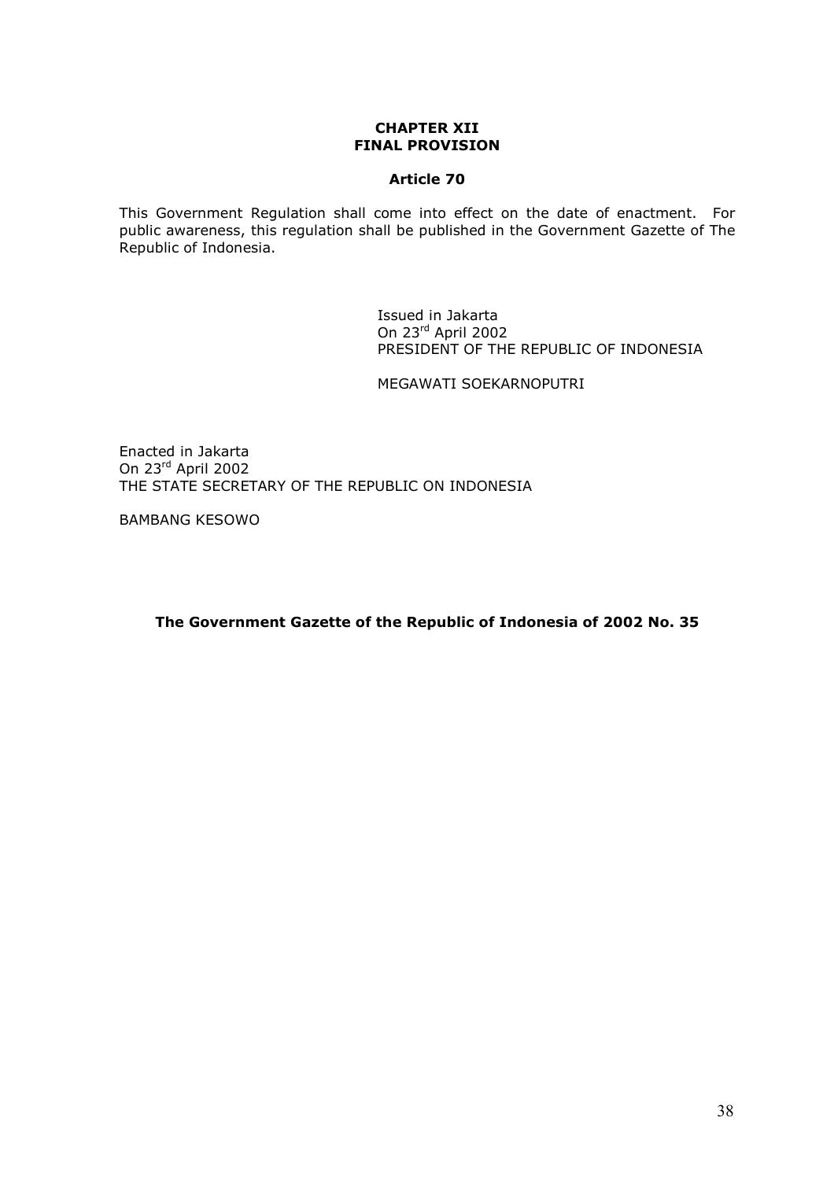## CHAPTER XII
## FINAL PROVISION

### Article 70

This Government Regulation shall come into effect on the date of enactment. For public awareness, this regulation shall be published in the Government Gazette of The Republic of Indonesia.

Issued in Jakarta
On 23rd April 2002
PRESIDENT OF THE REPUBLIC OF INDONESIA

MEGAWATI SOEKARNOPUTRI

Enacted in Jakarta
On 23rd April 2002
THE STATE SECRETARY OF THE REPUBLIC ON INDONESIA

BAMBANG KESOWO

**The Government Gazette of the Republic of Indonesia of 2002 No. 35**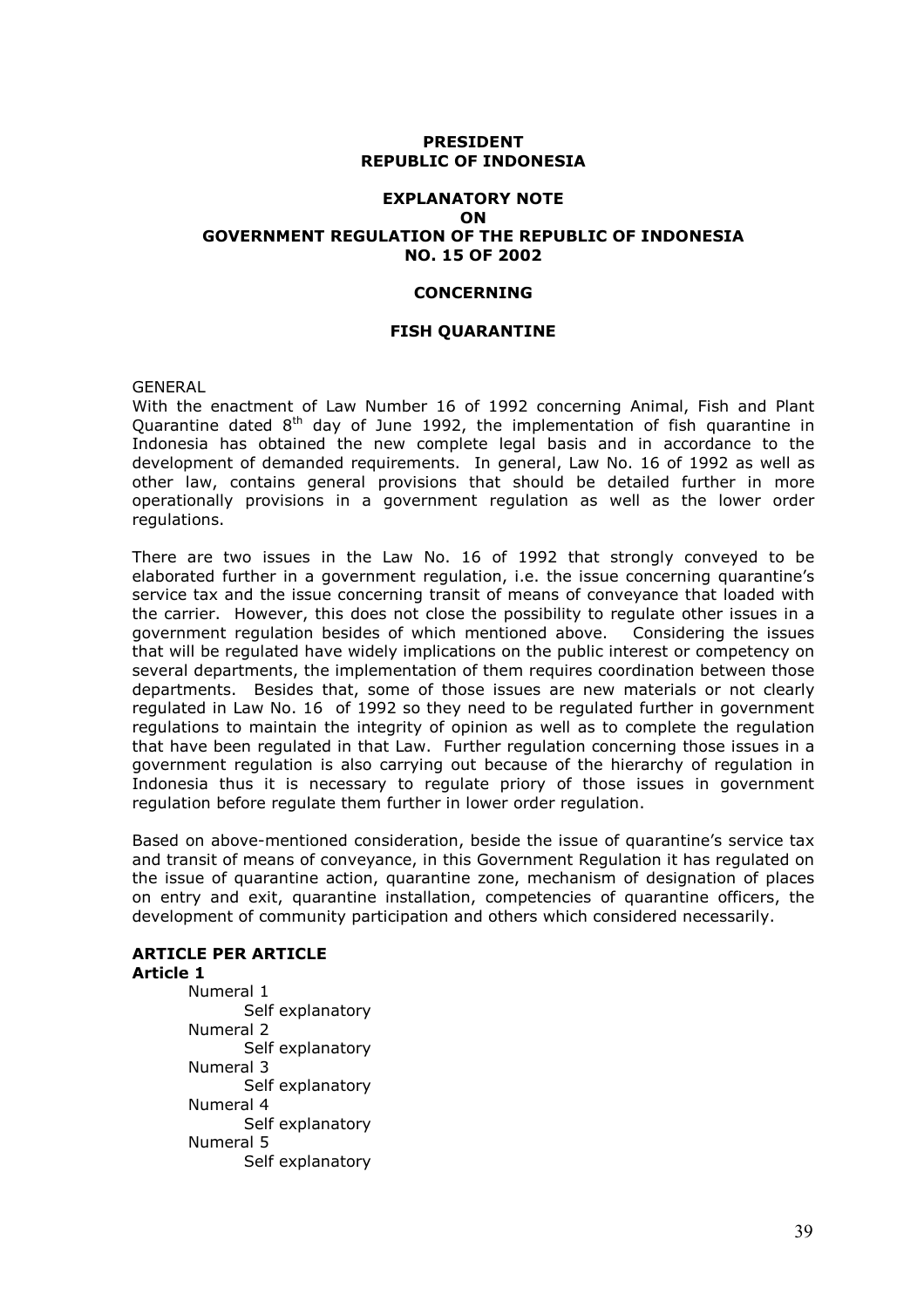**PRESIDENT**
**REPUBLIC OF INDONESIA**

# EXPLANATORY NOTE ON GOVERNMENT REGULATION OF THE REPUBLIC OF INDONESIA NO. 15 OF 2002

## CONCERNING

## FISH QUARANTINE

GENERAL

With the enactment of Law Number 16 of 1992 concerning Animal, Fish and Plant Quarantine dated 8th day of June 1992, the implementation of fish quarantine in Indonesia has obtained the new complete legal basis and in accordance to the development of demanded requirements. In general, Law No. 16 of 1992 as well as other law, contains general provisions that should be detailed further in more operationally provisions in a government regulation as well as the lower order regulations.

There are two issues in the Law No. 16 of 1992 that strongly conveyed to be elaborated further in a government regulation, i.e. the issue concerning quarantine's service tax and the issue concerning transit of means of conveyance that loaded with the carrier. However, this does not close the possibility to regulate other issues in a government regulation besides of which mentioned above. Considering the issues that will be regulated have widely implications on the public interest or competency on several departments, the implementation of them requires coordination between those departments. Besides that, some of those issues are new materials or not clearly regulated in Law No. 16 of 1992 so they need to be regulated further in government regulations to maintain the integrity of opinion as well as to complete the regulation that have been regulated in that Law. Further regulation concerning those issues in a government regulation is also carrying out because of the hierarchy of regulation in Indonesia thus it is necessary to regulate priory of those issues in government regulation before regulate them further in lower order regulation.

Based on above-mentioned consideration, beside the issue of quarantine's service tax and transit of means of conveyance, in this Government Regulation it has regulated on the issue of quarantine action, quarantine zone, mechanism of designation of places on entry and exit, quarantine installation, competencies of quarantine officers, the development of community participation and others which considered necessarily.

**ARTICLE PER ARTICLE**

**Article 1**

Numeral 1
Self explanatory

Numeral 2
Self explanatory

Numeral 3
Self explanatory

Numeral 4
Self explanatory

Numeral 5
Self explanatory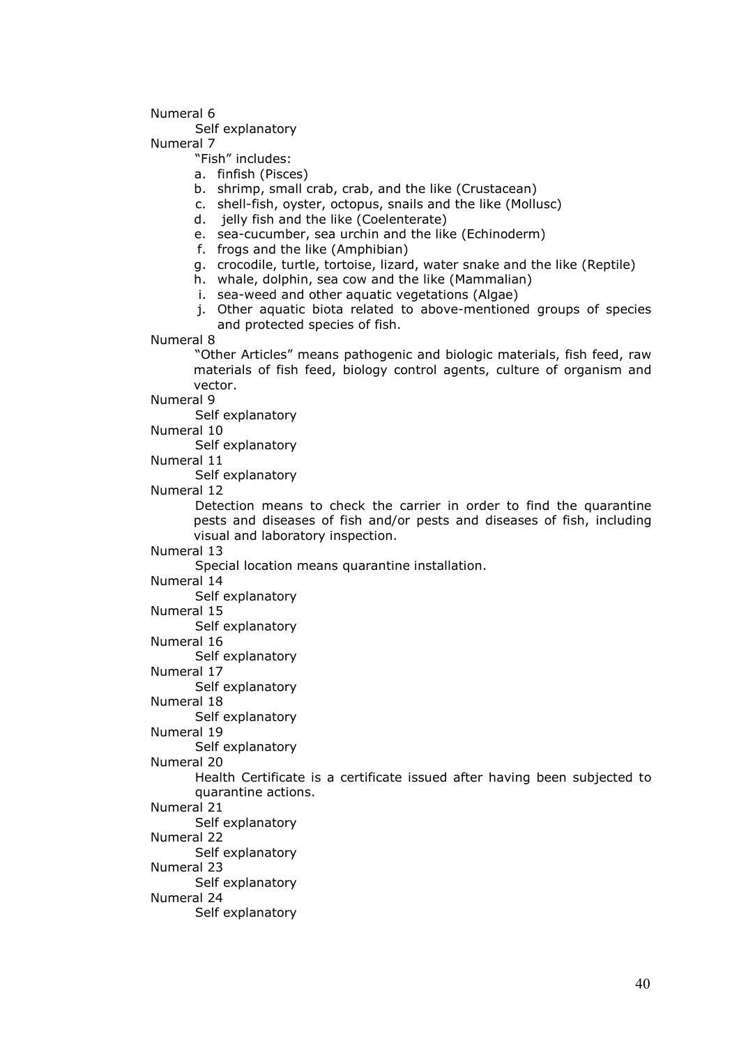Numeral 6

Self explanatory

Numeral 7

"Fish" includes:

a. finfish (Pisces)
b. shrimp, small crab, crab, and the like (Crustacean)
c. shell-fish, oyster, octopus, snails and the like (Mollusc)
d. jelly fish and the like (Coelenterate)
e. sea-cucumber, sea urchin and the like (Echinoderm)
f. frogs and the like (Amphibian)
g. crocodile, turtle, tortoise, lizard, water snake and the like (Reptile)
h. whale, dolphin, sea cow and the like (Mammalian)
i. sea-weed and other aquatic vegetations (Algae)
j. Other aquatic biota related to above-mentioned groups of species and protected species of fish.

Numeral 8

"Other Articles" means pathogenic and biologic materials, fish feed, raw materials of fish feed, biology control agents, culture of organism and vector.

Numeral 9

Self explanatory

Numeral 10

Self explanatory

Numeral 11

Self explanatory

Numeral 12

Detection means to check the carrier in order to find the quarantine pests and diseases of fish and/or pests and diseases of fish, including visual and laboratory inspection.

Numeral 13

Special location means quarantine installation.

Numeral 14

Self explanatory

Numeral 15

Self explanatory

Numeral 16

Self explanatory

Numeral 17

Self explanatory

Numeral 18

Self explanatory

Numeral 19

Self explanatory

Numeral 20

Health Certificate is a certificate issued after having been subjected to quarantine actions.

Numeral 21

Self explanatory

Numeral 22

Self explanatory

Numeral 23

Self explanatory

Numeral 24

Self explanatory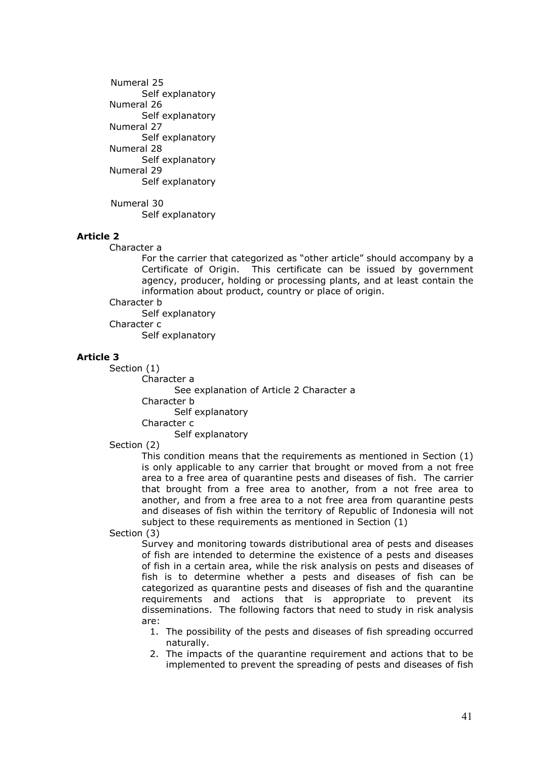Numeral 25

Self explanatory

Numeral 26

Self explanatory

Numeral 27

Self explanatory

Numeral 28

Self explanatory

Numeral 29

Self explanatory

Numeral 30

Self explanatory

**Article 2**

Character a

For the carrier that categorized as "other article" should accompany by a Certificate of Origin. This certificate can be issued by government agency, producer, holding or processing plants, and at least contain the information about product, country or place of origin.

Character b

Self explanatory

Character c

Self explanatory

**Article 3**

Section (1)

Character a

See explanation of Article 2 Character a

Character b

Self explanatory

Character c

Self explanatory

Section (2)

This condition means that the requirements as mentioned in Section (1) is only applicable to any carrier that brought or moved from a not free area to a free area of quarantine pests and diseases of fish. The carrier that brought from a free area to another, from a not free area to another, and from a free area to a not free area from quarantine pests and diseases of fish within the territory of Republic of Indonesia will not subject to these requirements as mentioned in Section (1)

Section (3)

Survey and monitoring towards distributional area of pests and diseases of fish are intended to determine the existence of a pests and diseases of fish in a certain area, while the risk analysis on pests and diseases of fish is to determine whether a pests and diseases of fish can be categorized as quarantine pests and diseases of fish and the quarantine requirements and actions that is appropriate to prevent its disseminations. The following factors that need to study in risk analysis are:

1. The possibility of the pests and diseases of fish spreading occurred naturally.
2. The impacts of the quarantine requirement and actions that to be implemented to prevent the spreading of pests and diseases of fish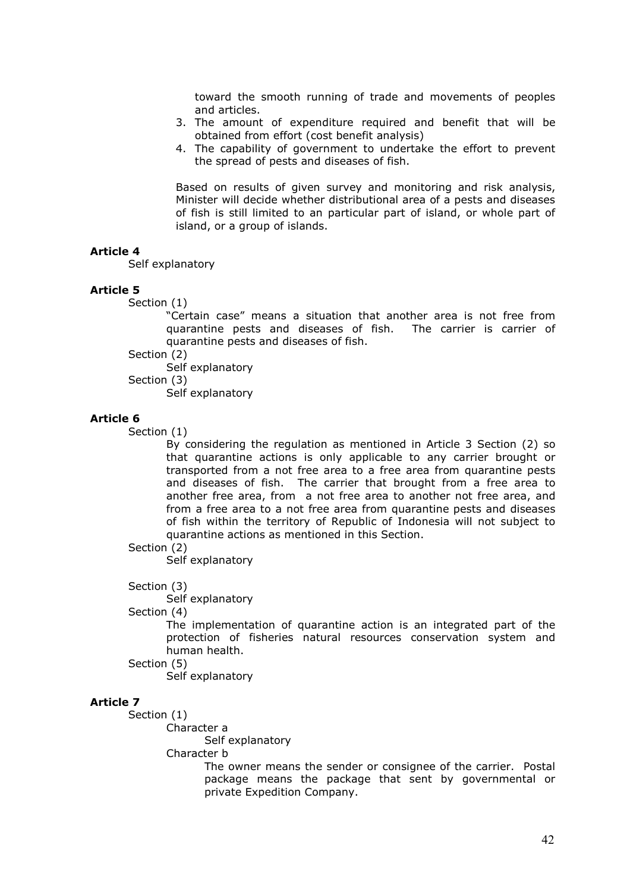toward the smooth running of trade and movements of peoples and articles.

3. The amount of expenditure required and benefit that will be obtained from effort (cost benefit analysis)
4. The capability of government to undertake the effort to prevent the spread of pests and diseases of fish.

Based on results of given survey and monitoring and risk analysis, Minister will decide whether distributional area of a pests and diseases of fish is still limited to an particular part of island, or whole part of island, or a group of islands.

**Article 4**

Self explanatory

**Article 5**

Section (1)

"Certain case" means a situation that another area is not free from quarantine pests and diseases of fish. The carrier is carrier of quarantine pests and diseases of fish.

Section (2)

Self explanatory

Section (3)

Self explanatory

**Article 6**

Section (1)

By considering the regulation as mentioned in Article 3 Section (2) so that quarantine actions is only applicable to any carrier brought or transported from a not free area to a free area from quarantine pests and diseases of fish. The carrier that brought from a free area to another free area, from a not free area to another not free area, and from a free area to a not free area from quarantine pests and diseases of fish within the territory of Republic of Indonesia will not subject to quarantine actions as mentioned in this Section.

Section (2)

Self explanatory

Section (3)

Self explanatory

Section (4)

The implementation of quarantine action is an integrated part of the protection of fisheries natural resources conservation system and human health.

Section (5)

Self explanatory

**Article 7**

Section (1)

Character a

Self explanatory

Character b

The owner means the sender or consignee of the carrier. Postal package means the package that sent by governmental or private Expedition Company.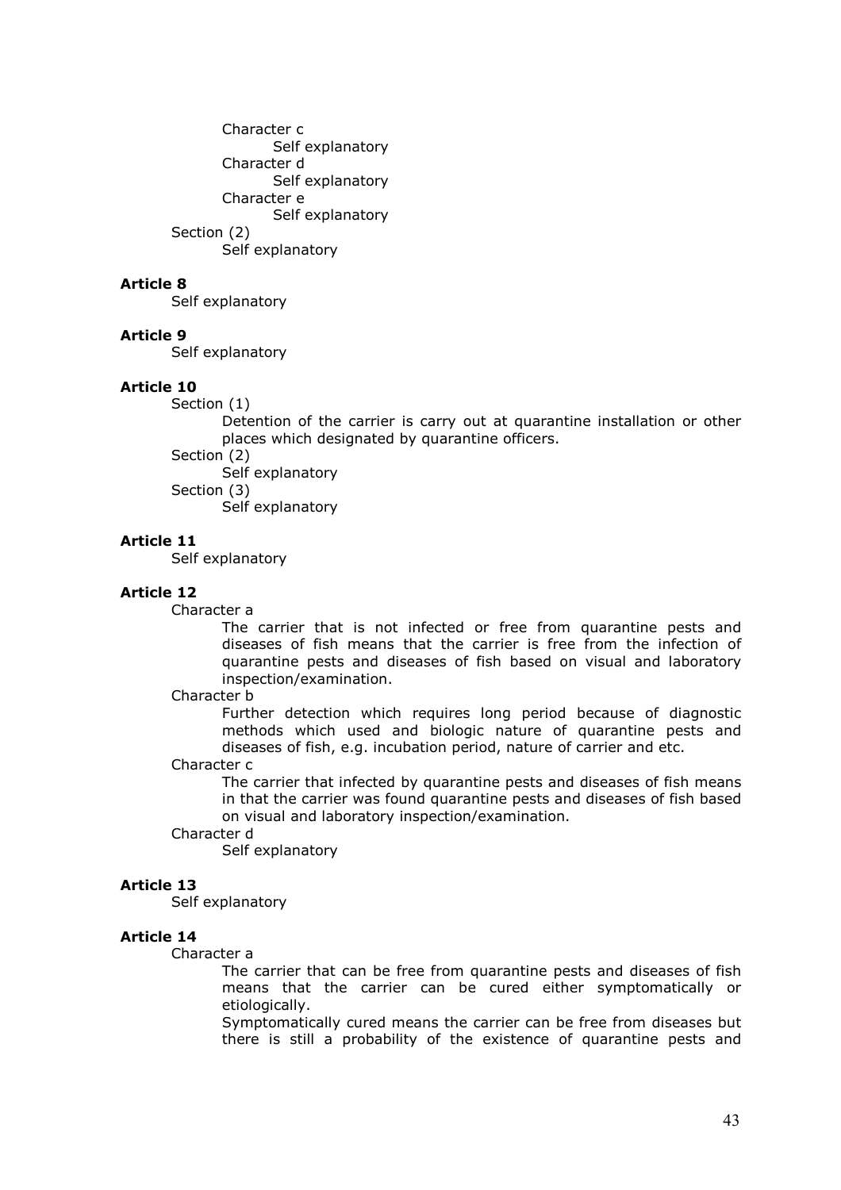Character c

Self explanatory

Character d

Self explanatory

Character e

Self explanatory

Section (2)

Self explanatory

**Article 8**

Self explanatory

**Article 9**

Self explanatory

**Article 10**

Section (1)

Detention of the carrier is carry out at quarantine installation or other places which designated by quarantine officers.

Section (2)

Self explanatory

Section (3)

Self explanatory

**Article 11**

Self explanatory

**Article 12**

Character a

The carrier that is not infected or free from quarantine pests and diseases of fish means that the carrier is free from the infection of quarantine pests and diseases of fish based on visual and laboratory inspection/examination.

Character b

Further detection which requires long period because of diagnostic methods which used and biologic nature of quarantine pests and diseases of fish, e.g. incubation period, nature of carrier and etc.

Character c

The carrier that infected by quarantine pests and diseases of fish means in that the carrier was found quarantine pests and diseases of fish based on visual and laboratory inspection/examination.

Character d

Self explanatory

**Article 13**

Self explanatory

**Article 14**

Character a

The carrier that can be free from quarantine pests and diseases of fish means that the carrier can be cured either symptomatically or etiologically.

Symptomatically cured means the carrier can be free from diseases but there is still a probability of the existence of quarantine pests and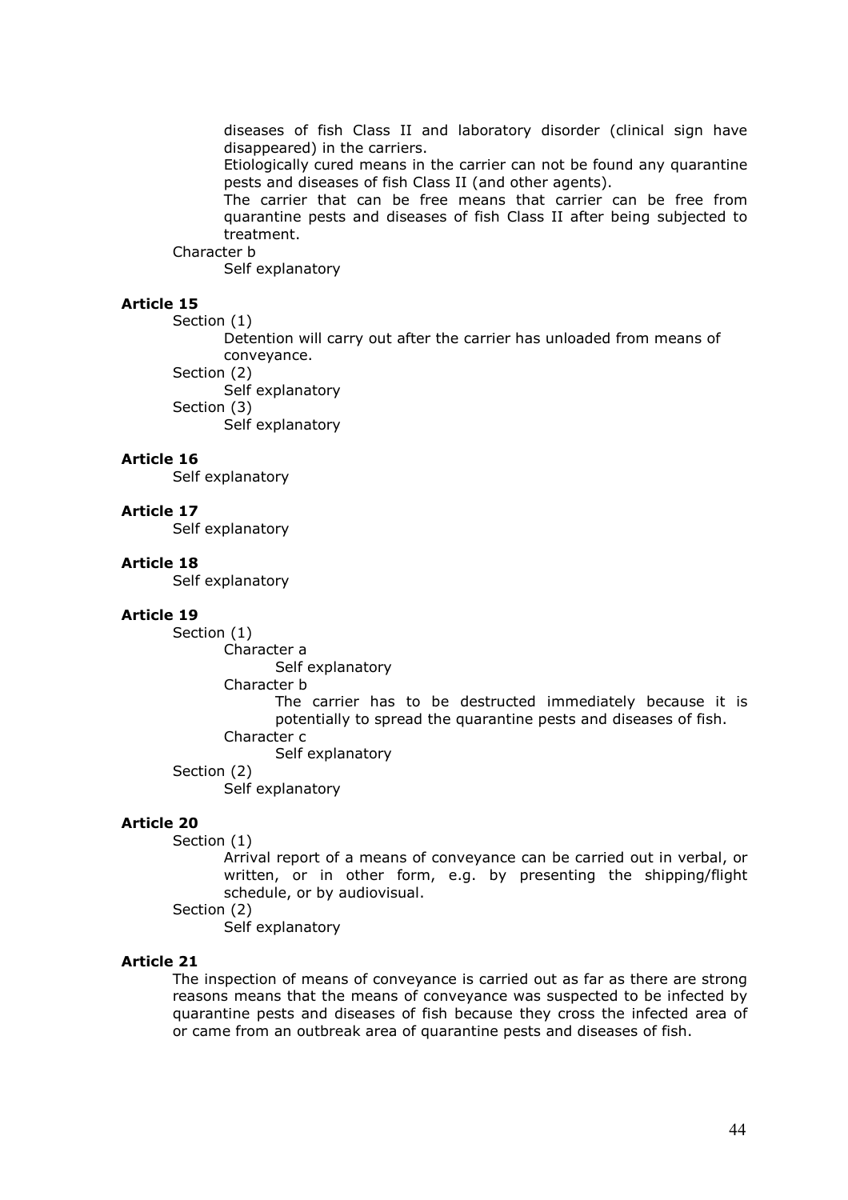diseases of fish Class II and laboratory disorder (clinical sign have disappeared) in the carriers.

Etiologically cured means in the carrier can not be found any quarantine pests and diseases of fish Class II (and other agents).

The carrier that can be free means that carrier can be free from quarantine pests and diseases of fish Class II after being subjected to treatment.

Character b

Self explanatory

**Article 15**

Section (1)

Detention will carry out after the carrier has unloaded from means of conveyance.

Section (2)

Self explanatory

Section (3)

Self explanatory

**Article 16**

Self explanatory

**Article 17**

Self explanatory

**Article 18**

Self explanatory

**Article 19**

Section (1)

Character a

Self explanatory

Character b

The carrier has to be destructed immediately because it is potentially to spread the quarantine pests and diseases of fish.

Character c

Self explanatory

Section (2)

Self explanatory

**Article 20**

Section (1)

Arrival report of a means of conveyance can be carried out in verbal, or written, or in other form, e.g. by presenting the shipping/flight schedule, or by audiovisual.

Section (2)

Self explanatory

**Article 21**

The inspection of means of conveyance is carried out as far as there are strong reasons means that the means of conveyance was suspected to be infected by quarantine pests and diseases of fish because they cross the infected area of or came from an outbreak area of quarantine pests and diseases of fish.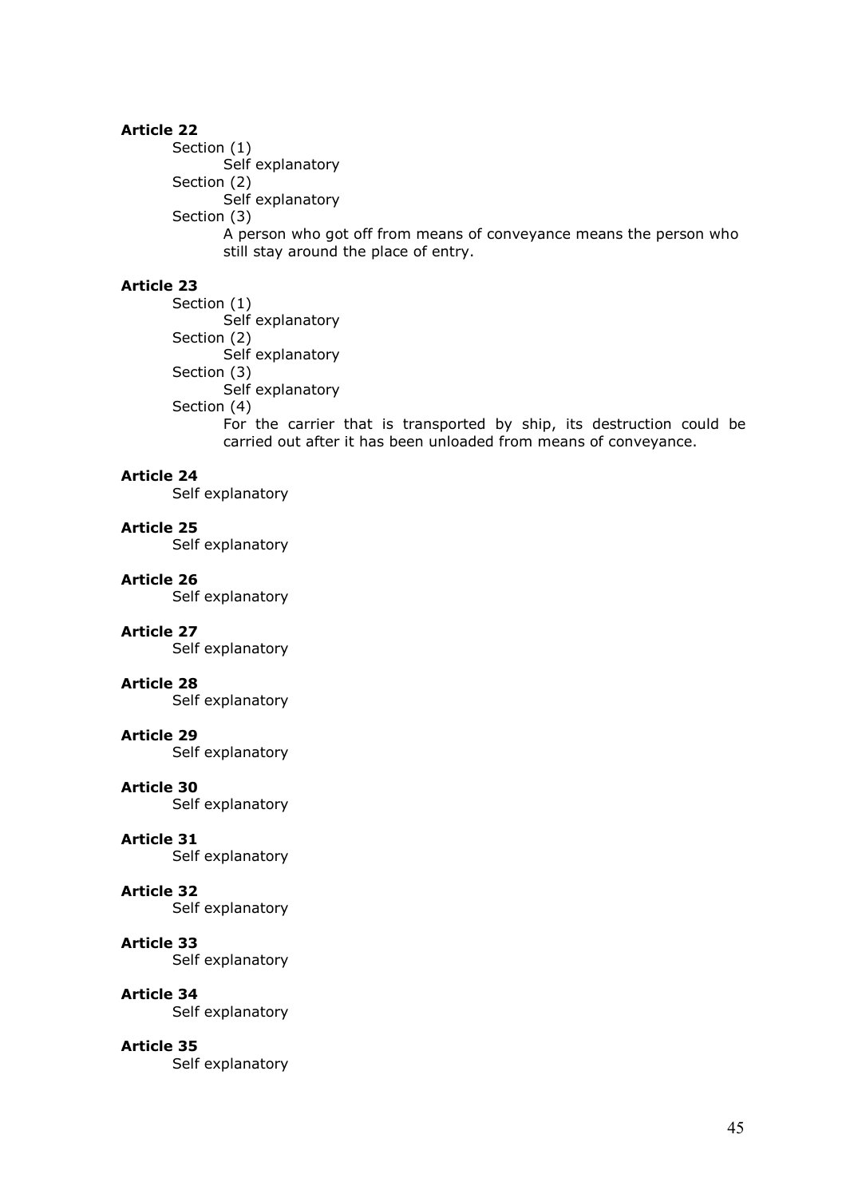**Article 22**

Section (1)

Self explanatory

Section (2)

Self explanatory

Section (3)

A person who got off from means of conveyance means the person who still stay around the place of entry.

**Article 23**

Section (1)

Self explanatory

Section (2)

Self explanatory

Section (3)

Self explanatory

Section (4)

For the carrier that is transported by ship, its destruction could be carried out after it has been unloaded from means of conveyance.

**Article 24**

Self explanatory

**Article 25**

Self explanatory

**Article 26**

Self explanatory

**Article 27**

Self explanatory

**Article 28**

Self explanatory

**Article 29**

Self explanatory

**Article 30**

Self explanatory

**Article 31**

Self explanatory

**Article 32**

Self explanatory

**Article 33**

Self explanatory

**Article 34**

Self explanatory

**Article 35**

Self explanatory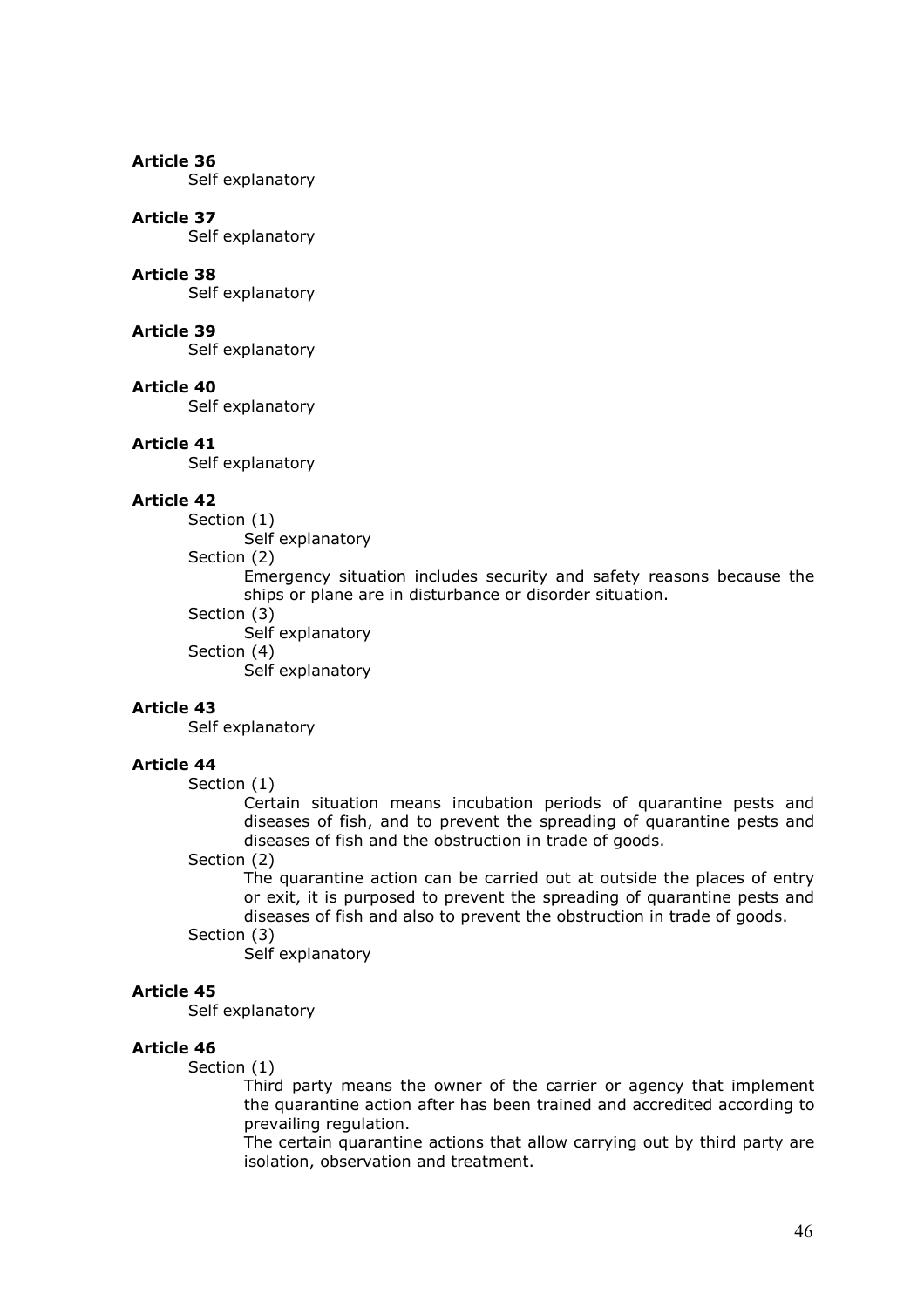**Article 36**

Self explanatory

**Article 37**

Self explanatory

**Article 38**

Self explanatory

**Article 39**

Self explanatory

**Article 40**

Self explanatory

**Article 41**

Self explanatory

**Article 42**

Section (1)

Self explanatory

Section (2)

Emergency situation includes security and safety reasons because the ships or plane are in disturbance or disorder situation.

Section (3)

Self explanatory

Section (4)

Self explanatory

**Article 43**

Self explanatory

**Article 44**

Section (1)

Certain situation means incubation periods of quarantine pests and diseases of fish, and to prevent the spreading of quarantine pests and diseases of fish and the obstruction in trade of goods.

Section (2)

The quarantine action can be carried out at outside the places of entry or exit, it is purposed to prevent the spreading of quarantine pests and diseases of fish and also to prevent the obstruction in trade of goods.

Section (3)

Self explanatory

**Article 45**

Self explanatory

**Article 46**

Section (1)

Third party means the owner of the carrier or agency that implement the quarantine action after has been trained and accredited according to prevailing regulation.

The certain quarantine actions that allow carrying out by third party are isolation, observation and treatment.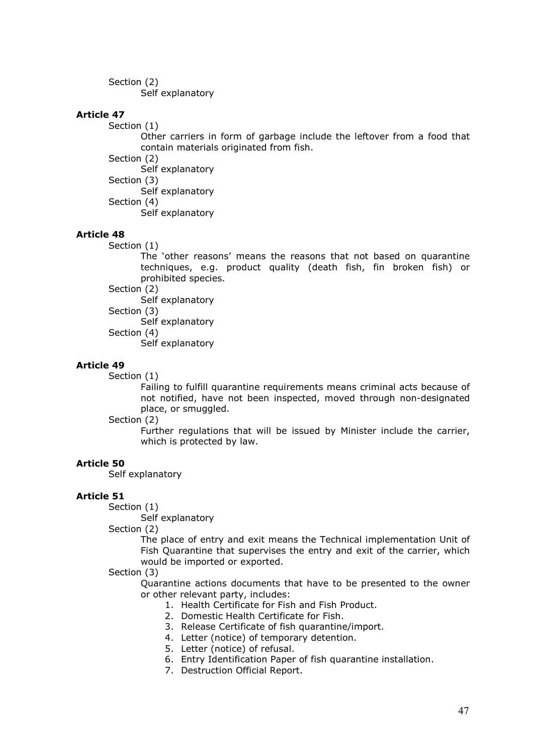Section (2)

Self explanatory

**Article 47**

Section (1)

Other carriers in form of garbage include the leftover from a food that contain materials originated from fish.

Section (2)

Self explanatory

Section (3)

Self explanatory

Section (4)

Self explanatory

**Article 48**

Section (1)

The 'other reasons' means the reasons that not based on quarantine techniques, e.g. product quality (death fish, fin broken fish) or prohibited species.

Section (2)

Self explanatory

Section (3)

Self explanatory

Section (4)

Self explanatory

**Article 49**

Section (1)

Failing to fulfill quarantine requirements means criminal acts because of not notified, have not been inspected, moved through non-designated place, or smuggled.

Section (2)

Further regulations that will be issued by Minister include the carrier, which is protected by law.

**Article 50**

Self explanatory

**Article 51**

Section (1)

Self explanatory

Section (2)

The place of entry and exit means the Technical implementation Unit of Fish Quarantine that supervises the entry and exit of the carrier, which would be imported or exported.

Section (3)

Quarantine actions documents that have to be presented to the owner or other relevant party, includes:

1. Health Certificate for Fish and Fish Product.
2. Domestic Health Certificate for Fish.
3. Release Certificate of fish quarantine/import.
4. Letter (notice) of temporary detention.
5. Letter (notice) of refusal.
6. Entry Identification Paper of fish quarantine installation.
7. Destruction Official Report.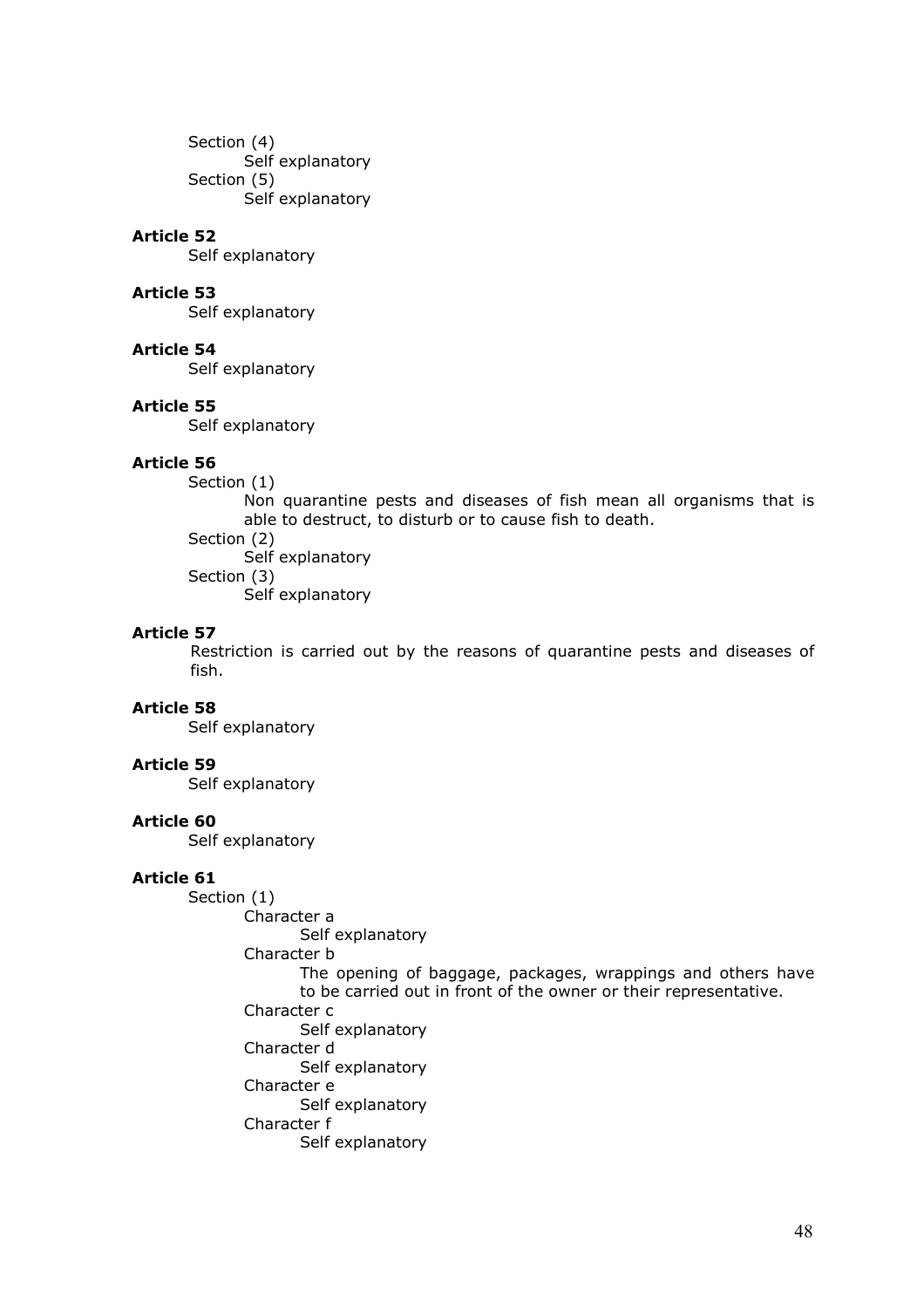Section (4)

Self explanatory

Section (5)

Self explanatory

**Article 52**

Self explanatory

**Article 53**

Self explanatory

**Article 54**

Self explanatory

**Article 55**

Self explanatory

**Article 56**

Section (1)

Non quarantine pests and diseases of fish mean all organisms that is able to destruct, to disturb or to cause fish to death.

Section (2)

Self explanatory

Section (3)

Self explanatory

**Article 57**

Restriction is carried out by the reasons of quarantine pests and diseases of fish.

**Article 58**

Self explanatory

**Article 59**

Self explanatory

**Article 60**

Self explanatory

**Article 61**

Section (1)

Character a

Self explanatory

Character b

The opening of baggage, packages, wrappings and others have to be carried out in front of the owner or their representative.

Character c

Self explanatory

Character d

Self explanatory

Character e

Self explanatory

Character f

Self explanatory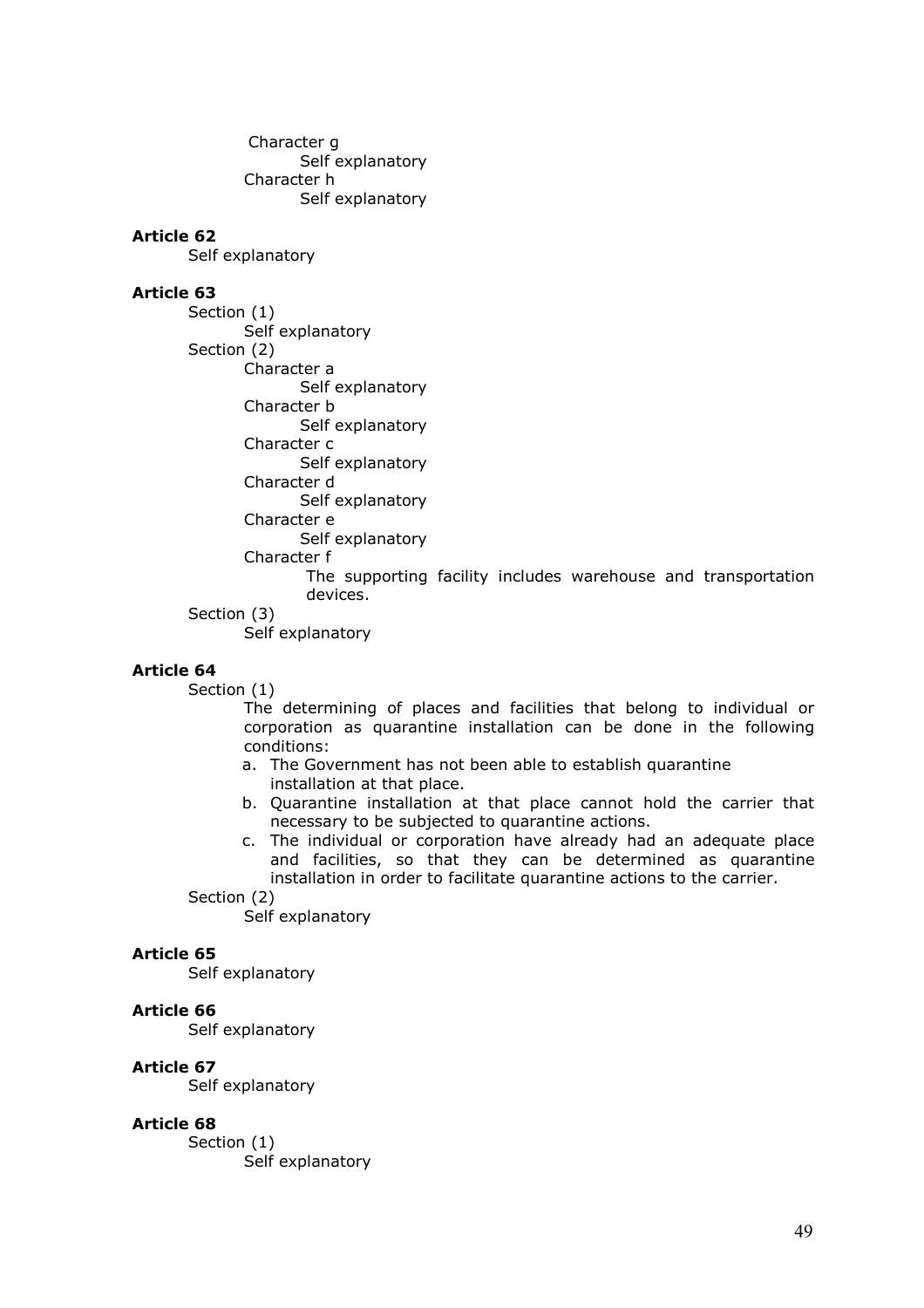Character g

Self explanatory

Character h

Self explanatory

**Article 62**

Self explanatory

**Article 63**

Section (1)

Self explanatory

Section (2)

Character a

Self explanatory

Character b

Self explanatory

Character c

Self explanatory

Character d

Self explanatory

Character e

Self explanatory

Character f

The supporting facility includes warehouse and transportation devices.

Section (3)

Self explanatory

**Article 64**

Section (1)

The determining of places and facilities that belong to individual or corporation as quarantine installation can be done in the following conditions:

a. The Government has not been able to establish quarantine installation at that place.
b. Quarantine installation at that place cannot hold the carrier that necessary to be subjected to quarantine actions.
c. The individual or corporation have already had an adequate place and facilities, so that they can be determined as quarantine installation in order to facilitate quarantine actions to the carrier.

Section (2)

Self explanatory

**Article 65**

Self explanatory

**Article 66**

Self explanatory

**Article 67**

Self explanatory

**Article 68**

Section (1)

Self explanatory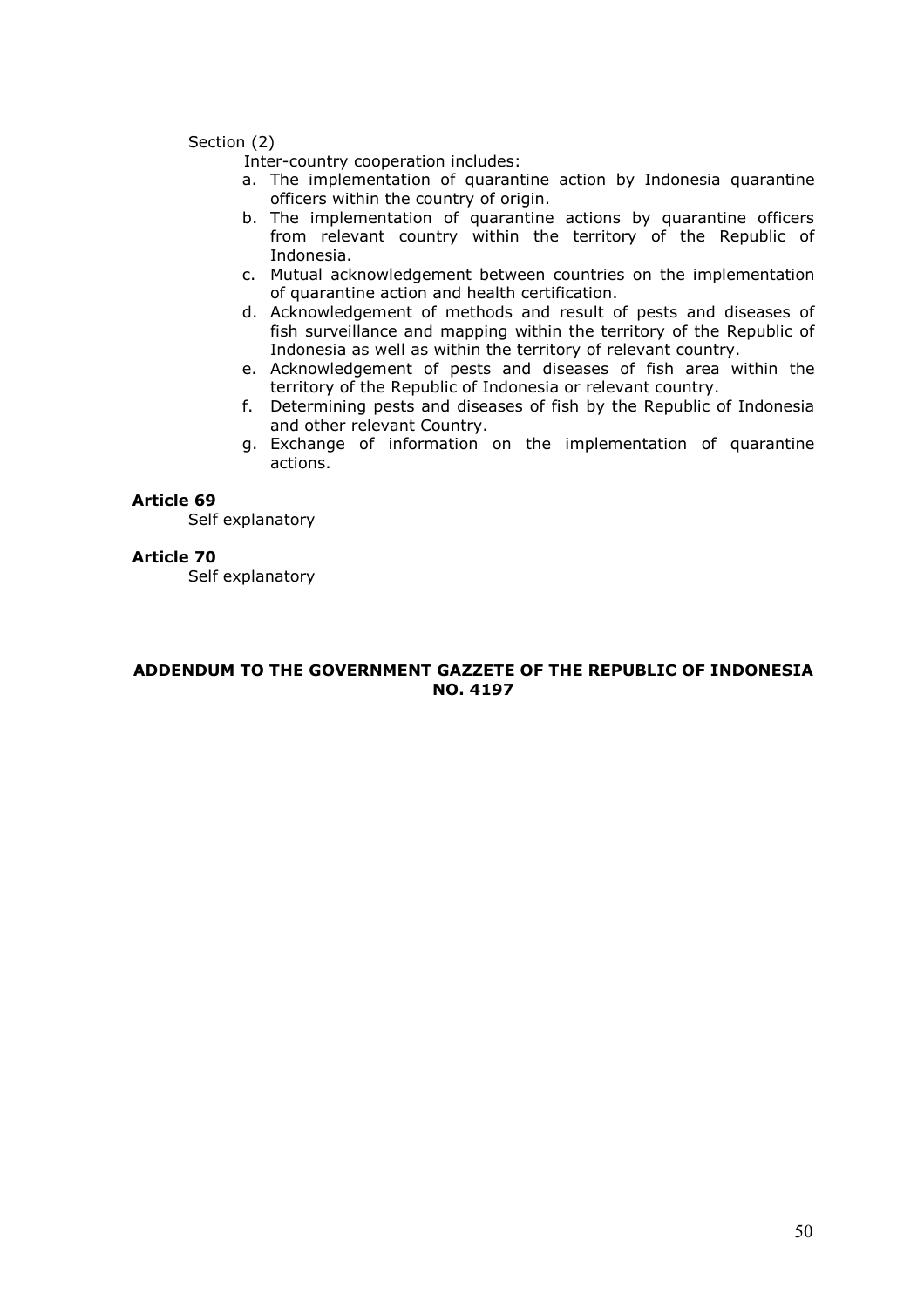Section (2)

Inter-country cooperation includes:

a. The implementation of quarantine action by Indonesia quarantine officers within the country of origin.
b. The implementation of quarantine actions by quarantine officers from relevant country within the territory of the Republic of Indonesia.
c. Mutual acknowledgement between countries on the implementation of quarantine action and health certification.
d. Acknowledgement of methods and result of pests and diseases of fish surveillance and mapping within the territory of the Republic of Indonesia as well as within the territory of relevant country.
e. Acknowledgement of pests and diseases of fish area within the territory of the Republic of Indonesia or relevant country.
f. Determining pests and diseases of fish by the Republic of Indonesia and other relevant Country.
g. Exchange of information on the implementation of quarantine actions.

**Article 69**

Self explanatory

**Article 70**

Self explanatory

**ADDENDUM TO THE GOVERNMENT GAZZETE OF THE REPUBLIC OF INDONESIA NO. 4197**